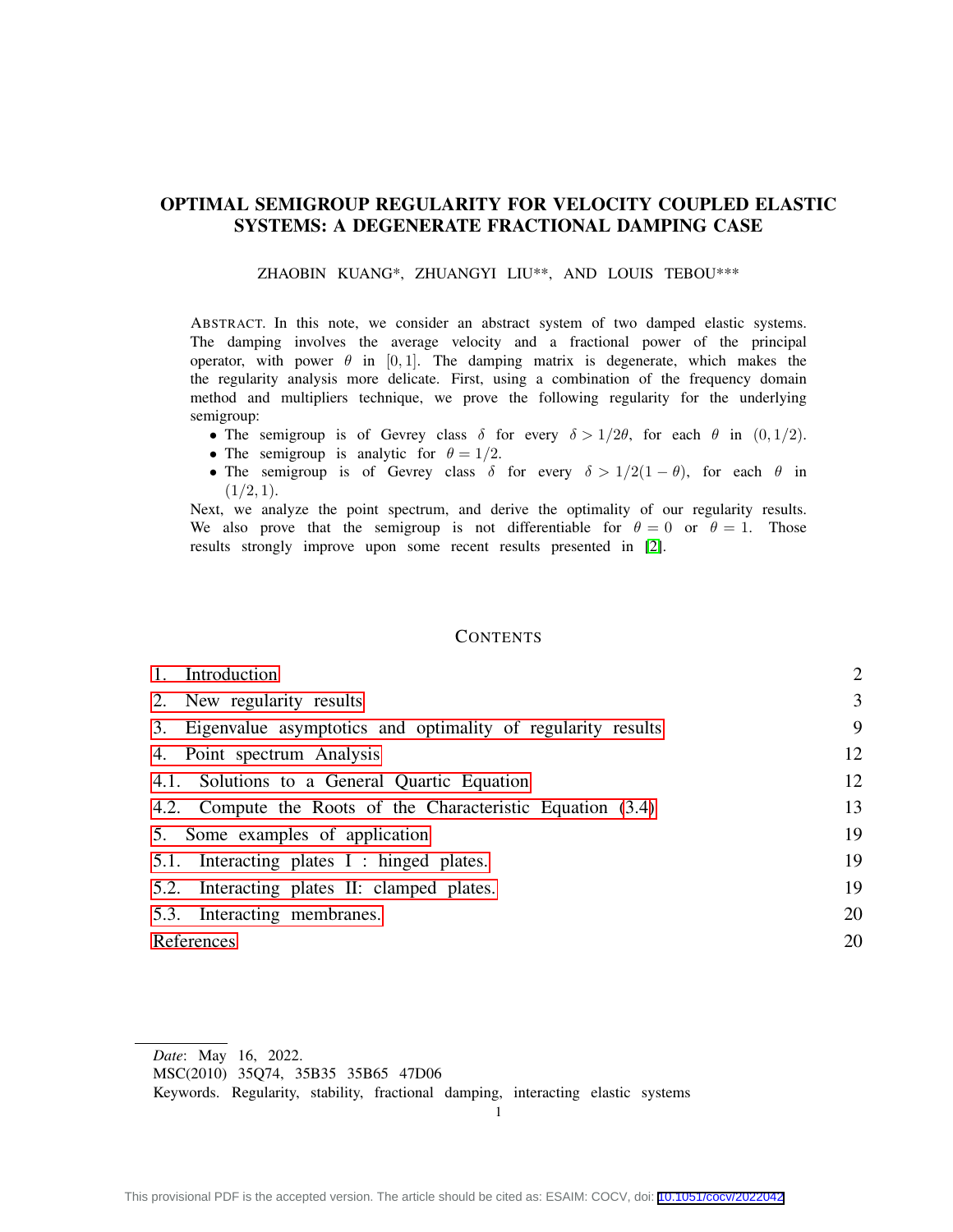# OPTIMAL SEMIGROUP REGULARITY FOR VELOCITY COUPLED ELASTIC SYSTEMS: A DEGENERATE FRACTIONAL DAMPING CASE

ZHAOBIN KUANG*, ZHUANGYI LIU**, AND LOUIS TEBOU***

ABSTRACT. In this note, we consider an abstract system of two damped elastic systems. The damping involves the average velocity and a fractional power of the principal operator, with power $\theta$ in $[0, 1]$. The damping matrix is degenerate, which makes the the regularity analysis more delicate. First, using a combination of the frequency domain method and multipliers technique, we prove the following regularity for the underlying semigroup:

- The semigroup is of Gevrey class $\delta$ for every $\delta > 1/2\theta$, for each $\theta$ in $(0, 1/2)$.
- The semigroup is analytic for $\theta = 1/2$.
- The semigroup is of Gevrey class $\delta$ for every $\delta > 1/2(1 - \theta)$, for each $\theta$ in $(1/2, 1)$.

Next, we analyze the point spectrum, and derive the optimality of our regularity results. We also prove that the semigroup is not differentiable for $\theta = 0$ or $\theta = 1$. Those results strongly improve upon some recent results presented in [2].

CONTENTS

| | |
|---|---|
| 1. Introduction | 2 |
| 2. New regularity results | 3 |
| 3. Eigenvalue asymptotics and optimality of regularity results | 9 |
| 4. Point spectrum Analysis | 12 |
| 4.1. Solutions to a General Quartic Equation | 12 |
| 4.2. Compute the Roots of the Characteristic Equation (3.4) | 13 |
| 5. Some examples of application | 19 |
| 5.1. Interacting plates I : hinged plates. | 19 |
| 5.2. Interacting plates II: clamped plates. | 19 |
| 5.3. Interacting membranes. | 20 |
| References | 20 |

*Date*: May 16, 2022.
MSC(2010) 35Q74, 35B35 35B65 47D06
Keywords. Regularity, stability, fractional damping, interacting elastic systems

This provisional PDF is the accepted version. The article should be cited as: ESAIM: COCV, doi: 10.1051/cocv/2022042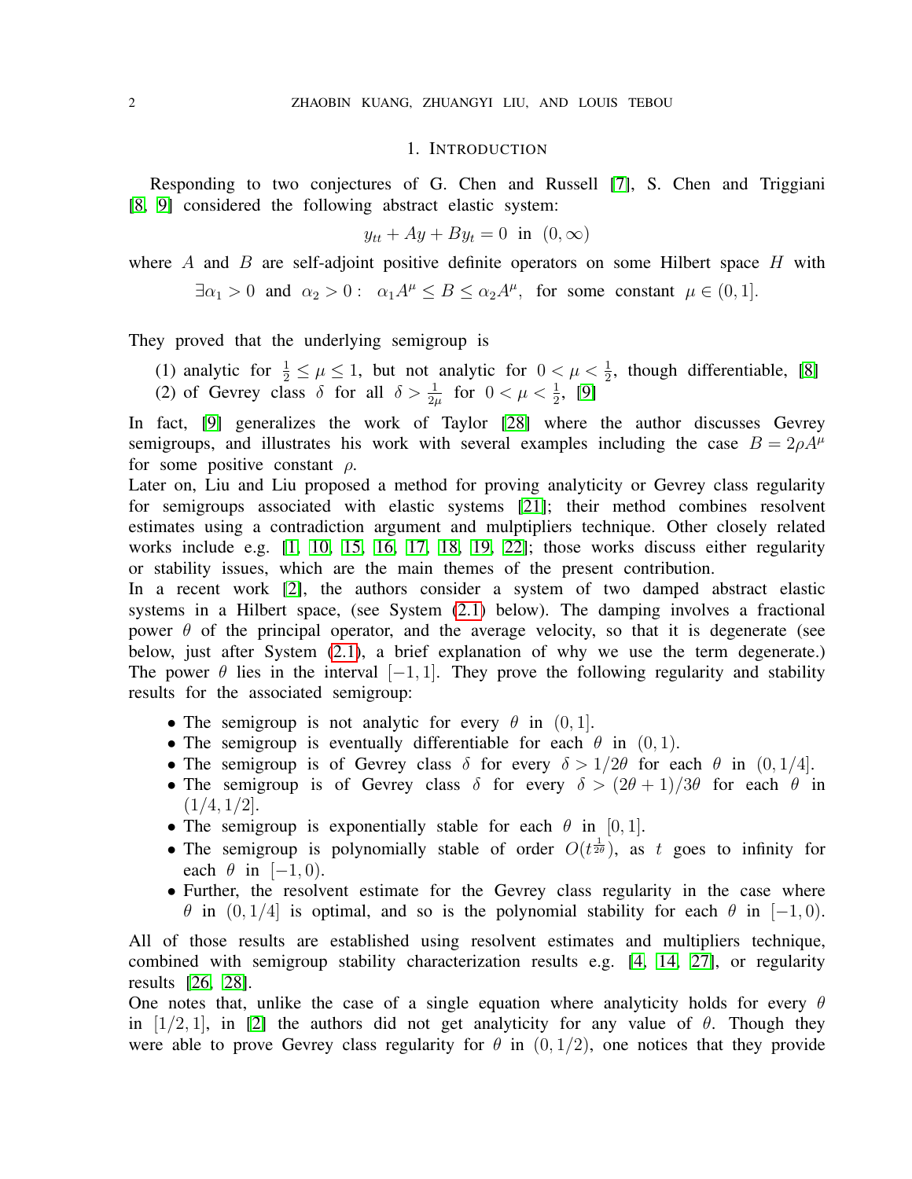## 1. Introduction

Responding to two conjectures of G. Chen and Russell [7], S. Chen and Triggiani [8, 9] considered the following abstract elastic system:

$$y_{tt} + Ay + By_t = 0 \text{ in } (0, \infty)$$

where $A$ and $B$ are self-adjoint positive definite operators on some Hilbert space $H$ with

$$\exists \alpha_1 > 0 \text{ and } \alpha_2 > 0: \ \alpha_1 A^\mu \leq B \leq \alpha_2 A^\mu, \text{ for some constant } \mu \in (0, 1].$$

They proved that the underlying semigroup is

(1) analytic for $\frac{1}{2} \leq \mu \leq 1$, but not analytic for $0 < \mu < \frac{1}{2}$, though differentiable, [8]
(2) of Gevrey class $\delta$ for all $\delta > \frac{1}{2\mu}$ for $0 < \mu < \frac{1}{2}$, [9]

In fact, [9] generalizes the work of Taylor [28] where the author discusses Gevrey semigroups, and illustrates his work with several examples including the case $B = 2\rho A^\mu$ for some positive constant $\rho$.
Later on, Liu and Liu proposed a method for proving analyticity or Gevrey class regularity for semigroups associated with elastic systems [21]; their method combines resolvent estimates using a contradiction argument and mulptipliers technique. Other closely related works include e.g. [1, 10, 15, 16, 17, 18, 19, 22]; those works discuss either regularity or stability issues, which are the main themes of the present contribution.
In a recent work [2], the authors consider a system of two damped abstract elastic systems in a Hilbert space, (see System (2.1) below). The damping involves a fractional power $\theta$ of the principal operator, and the average velocity, so that it is degenerate (see below, just after System (2.1), a brief explanation of why we use the term degenerate.) The power $\theta$ lies in the interval $[-1, 1]$. They prove the following regularity and stability results for the associated semigroup:

- The semigroup is not analytic for every $\theta$ in $(0, 1]$.
- The semigroup is eventually differentiable for each $\theta$ in $(0, 1)$.
- The semigroup is of Gevrey class $\delta$ for every $\delta > 1/2\theta$ for each $\theta$ in $(0, 1/4]$.
- The semigroup is of Gevrey class $\delta$ for every $\delta > (2\theta + 1)/3\theta$ for each $\theta$ in $(1/4, 1/2]$.
- The semigroup is exponentially stable for each $\theta$ in $[0, 1]$.
- The semigroup is polynomially stable of order $O(t^{\frac{1}{2\theta}})$, as $t$ goes to infinity for each $\theta$ in $[-1, 0)$.
- Further, the resolvent estimate for the Gevrey class regularity in the case where $\theta$ in $(0, 1/4]$ is optimal, and so is the polynomial stability for each $\theta$ in $[-1, 0)$.

All of those results are established using resolvent estimates and multipliers technique, combined with semigroup stability characterization results e.g. [4, 14, 27], or regularity results [26, 28].
One notes that, unlike the case of a single equation where analyticity holds for every $\theta$ in $[1/2, 1]$, in [2] the authors did not get analyticity for any value of $\theta$. Though they were able to prove Gevrey class regularity for $\theta$ in $(0, 1/2)$, one notices that they provide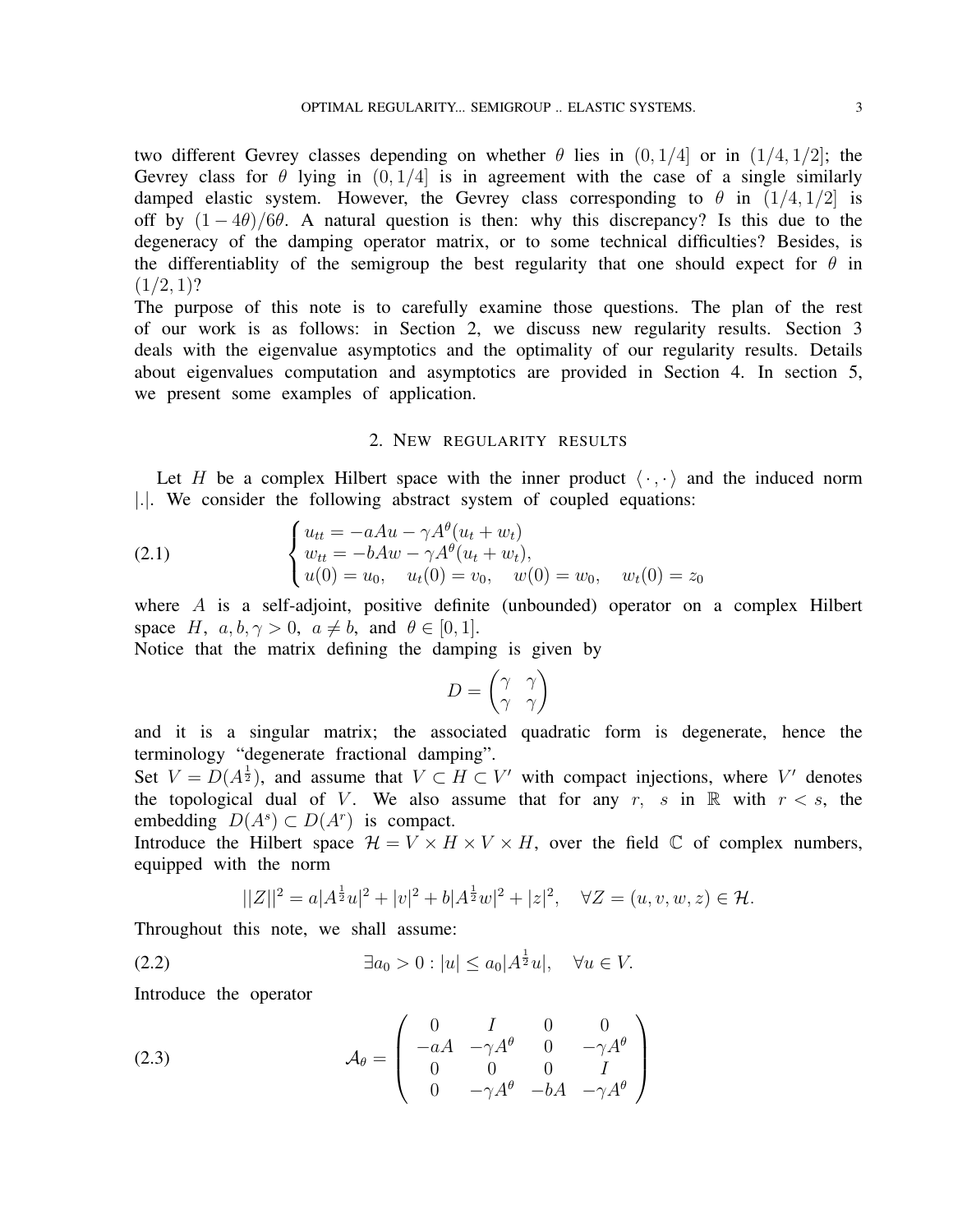two different Gevrey classes depending on whether $\theta$ lies in $(0, 1/4]$ or in $(1/4, 1/2]$; the Gevrey class for $\theta$ lying in $(0, 1/4]$ is in agreement with the case of a single similarly damped elastic system. However, the Gevrey class corresponding to $\theta$ in $(1/4, 1/2]$ is off by $(1-4\theta)/6\theta$. A natural question is then: why this discrepancy? Is this due to the degeneracy of the damping operator matrix, or to some technical difficulties? Besides, is the differentiablity of the semigroup the best regularity that one should expect for $\theta$ in $(1/2, 1)$?

The purpose of this note is to carefully examine those questions. The plan of the rest of our work is as follows: in Section 2, we discuss new regularity results. Section 3 deals with the eigenvalue asymptotics and the optimality of our regularity results. Details about eigenvalues computation and asymptotics are provided in Section 4. In section 5, we present some examples of application.

## 2. New regularity results

Let $H$ be a complex Hilbert space with the inner product $\langle \cdot, \cdot \rangle$ and the induced norm $|.|$. We consider the following abstract system of coupled equations:

$$
\begin{cases} u_{tt} = -aAu - \gamma A^{\theta}(u_t + w_t) \\ w_{tt} = -bAw - \gamma A^{\theta}(u_t + w_t), \\ u(0) = u_0, \quad u_t(0) = v_0, \quad w(0) = w_0, \quad w_t(0) = z_0 \end{cases} \tag{2.1}
$$

where $A$ is a self-adjoint, positive definite (unbounded) operator on a complex Hilbert space $H$, $a, b, \gamma > 0$, $a \neq b$, and $\theta \in [0, 1]$.

Notice that the matrix defining the damping is given by

$$
D = \begin{pmatrix} \gamma & \gamma \\ \gamma & \gamma \end{pmatrix}
$$

and it is a singular matrix; the associated quadratic form is degenerate, hence the terminology "degenerate fractional damping".

Set $V = D(A^{\frac{1}{2}})$, and assume that $V \subset H \subset V'$ with compact injections, where $V'$ denotes the topological dual of $V$. We also assume that for any $r$, $s$ in $\mathbb{R}$ with $r < s$, the embedding $D(A^s) \subset D(A^r)$ is compact.

Introduce the Hilbert space $\mathcal{H} = V \times H \times V \times H$, over the field $\mathbb{C}$ of complex numbers, equipped with the norm

$$
||Z||^2 = a|A^{\frac{1}{2}}u|^2 + |v|^2 + b|A^{\frac{1}{2}}w|^2 + |z|^2, \quad \forall Z = (u, v, w, z) \in \mathcal{H}.
$$

Throughout this note, we shall assume:

$$
\exists a_0 > 0 : |u| \leq a_0 |A^{\frac{1}{2}}u|, \quad \forall u \in V. \tag{2.2}
$$

Introduce the operator

$$
\mathcal{A}_{\theta} = \begin{pmatrix} 0 & I & 0 & 0 \\ -aA & -\gamma A^{\theta} & 0 & -\gamma A^{\theta} \\ 0 & 0 & 0 & I \\ 0 & -\gamma A^{\theta} & -bA & -\gamma A^{\theta} \end{pmatrix} \tag{2.3}
$$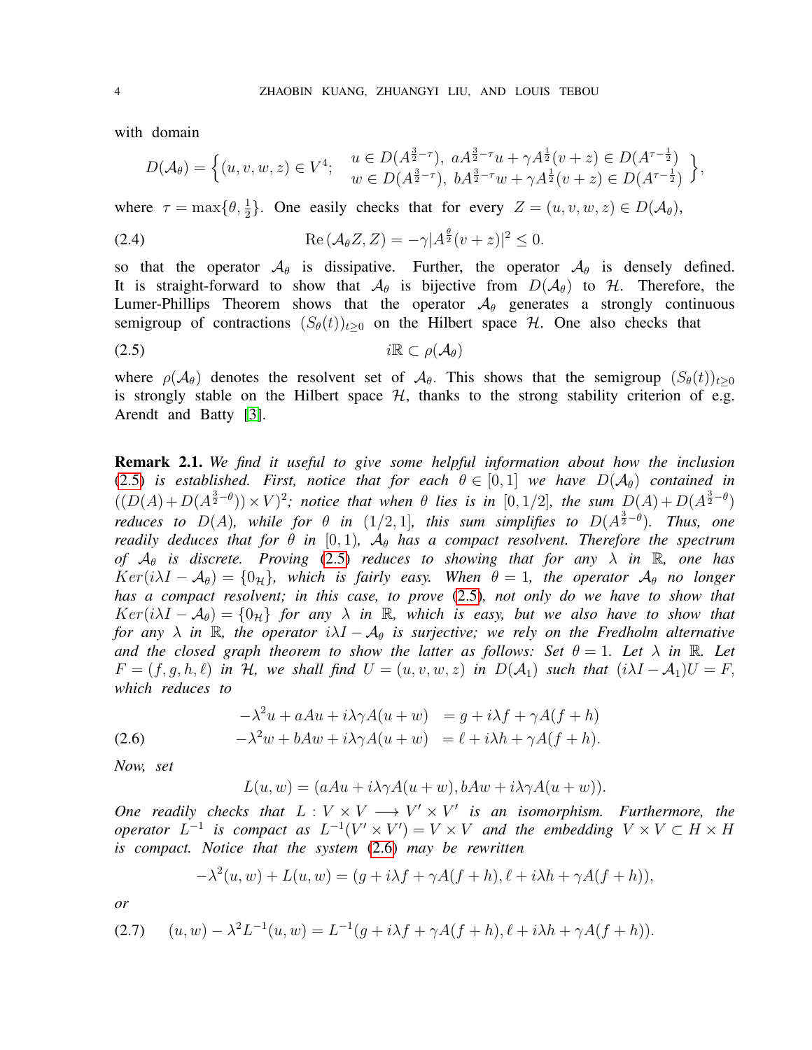with domain

$$D(\mathcal{A}_\theta) = \left\{ (u,v,w,z) \in V^4; \quad \begin{array}{l} u \in D(A^{\frac{3}{2}-\tau}),\ aA^{\frac{3}{2}-\tau}u + \gamma A^{\frac{1}{2}}(v+z) \in D(A^{\tau-\frac{1}{2}}) \\ w \in D(A^{\frac{3}{2}-\tau}),\ bA^{\frac{3}{2}-\tau}w + \gamma A^{\frac{1}{2}}(v+z) \in D(A^{\tau-\frac{1}{2}}) \end{array} \right\},$$

where $\tau = \max\{\theta, \frac{1}{2}\}$. One easily checks that for every $Z = (u,v,w,z) \in D(\mathcal{A}_\theta)$,

$$\operatorname{Re}(\mathcal{A}_\theta Z, Z) = -\gamma |A^{\frac{\theta}{2}}(v+z)|^2 \leq 0. \tag{2.4}$$

so that the operator $\mathcal{A}_\theta$ is dissipative. Further, the operator $\mathcal{A}_\theta$ is densely defined. It is straight-forward to show that $\mathcal{A}_\theta$ is bijective from $D(\mathcal{A}_\theta)$ to $\mathcal{H}$. Therefore, the Lumer-Phillips Theorem shows that the operator $\mathcal{A}_\theta$ generates a strongly continuous semigroup of contractions $(S_\theta(t))_{t\geq 0}$ on the Hilbert space $\mathcal{H}$. One also checks that

$$i\mathbb{R} \subset \rho(\mathcal{A}_\theta) \tag{2.5}$$

where $\rho(\mathcal{A}_\theta)$ denotes the resolvent set of $\mathcal{A}_\theta$. This shows that the semigroup $(S_\theta(t))_{t\geq 0}$ is strongly stable on the Hilbert space $\mathcal{H}$, thanks to the strong stability criterion of e.g. Arendt and Batty [3].

**Remark 2.1.** *We find it useful to give some helpful information about how the inclusion (2.5) is established. First, notice that for each $\theta \in [0,1]$ we have $D(\mathcal{A}_\theta)$ contained in $((D(A) + D(A^{\frac{3}{2}-\theta})) \times V)^2$; notice that when $\theta$ lies is in $[0,1/2]$, the sum $D(A) + D(A^{\frac{3}{2}-\theta})$ reduces to $D(A)$, while for $\theta$ in $(1/2,1]$, this sum simplifies to $D(A^{\frac{3}{2}-\theta})$. Thus, one readily deduces that for $\theta$ in $[0,1)$, $\mathcal{A}_\theta$ has a compact resolvent. Therefore the spectrum of $\mathcal{A}_\theta$ is discrete. Proving (2.5) reduces to showing that for any $\lambda$ in $\mathbb{R}$, one has $Ker(i\lambda I - \mathcal{A}_\theta) = \{0_{\mathcal{H}}\}$, which is fairly easy. When $\theta = 1$, the operator $\mathcal{A}_\theta$ no longer has a compact resolvent; in this case, to prove (2.5), not only do we have to show that $Ker(i\lambda I - \mathcal{A}_\theta) = \{0_{\mathcal{H}}\}$ for any $\lambda$ in $\mathbb{R}$, which is easy, but we also have to show that for any $\lambda$ in $\mathbb{R}$, the operator $i\lambda I - \mathcal{A}_\theta$ is surjective; we rely on the Fredholm alternative and the closed graph theorem to show the latter as follows: Set $\theta = 1$. Let $\lambda$ in $\mathbb{R}$. Let $F = (f,g,h,\ell)$ in $\mathcal{H}$, we shall find $U = (u,v,w,z)$ in $D(\mathcal{A}_1)$ such that $(i\lambda I - \mathcal{A}_1)U = F$, which reduces to*

$$\begin{aligned} -\lambda^2 u + aAu + i\lambda\gamma A(u+w) &= g + i\lambda f + \gamma A(f+h) \\ -\lambda^2 w + bAw + i\lambda\gamma A(u+w) &= \ell + i\lambda h + \gamma A(f+h). \end{aligned} \tag{2.6}$$

*Now, set*

$$L(u,w) = (aAu + i\lambda\gamma A(u+w), bAw + i\lambda\gamma A(u+w)).$$

*One readily checks that $L : V \times V \longrightarrow V' \times V'$ is an isomorphism. Furthermore, the operator $L^{-1}$ is compact as $L^{-1}(V' \times V') = V \times V$ and the embedding $V \times V \subset H \times H$ is compact. Notice that the system (2.6) may be rewritten*

$$-\lambda^2(u,w) + L(u,w) = (g + i\lambda f + \gamma A(f+h), \ell + i\lambda h + \gamma A(f+h)),$$

*or*

$$(u,w) - \lambda^2 L^{-1}(u,w) = L^{-1}(g + i\lambda f + \gamma A(f+h), \ell + i\lambda h + \gamma A(f+h)). \tag{2.7}$$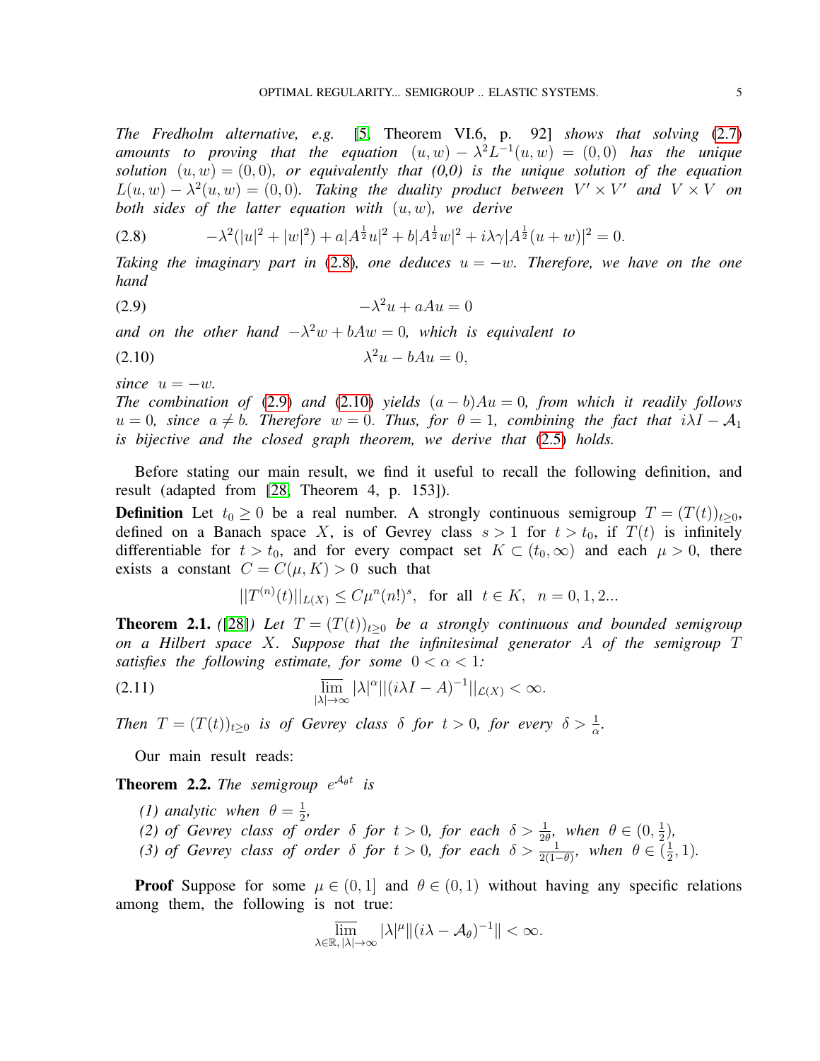*The Fredholm alternative, e.g.* [5, Theorem VI.6, p. 92] *shows that solving* (2.7) *amounts to proving that the equation* $(u,w) - \lambda^2 L^{-1}(u,w) = (0,0)$ *has the unique solution* $(u,w) = (0,0)$*, or equivalently that (0,0) is the unique solution of the equation* $L(u,w) - \lambda^2(u,w) = (0,0)$*. Taking the duality product between* $V' \times V'$ *and* $V \times V$ *on both sides of the latter equation with* $(u,w)$*, we derive*

$$-\lambda^2(|u|^2 + |w|^2) + a|A^{\frac{1}{2}}u|^2 + b|A^{\frac{1}{2}}w|^2 + i\lambda\gamma|A^{\frac{1}{2}}(u+w)|^2 = 0. \tag{2.8}$$

*Taking the imaginary part in* (2.8)*, one deduces* $u = -w$*. Therefore, we have on the one hand*

$$-\lambda^2 u + aAu = 0 \tag{2.9}$$

*and on the other hand* $-\lambda^2 w + bAw = 0$*, which is equivalent to*

$$\lambda^2 u - bAu = 0, \tag{2.10}$$

*since* $u = -w$*.*
*The combination of* (2.9) *and* (2.10) *yields* $(a-b)Au = 0$*, from which it readily follows* $u = 0$*, since* $a \neq b$*. Therefore* $w = 0$*. Thus, for* $\theta = 1$*, combining the fact that* $i\lambda I - \mathcal{A}_1$ *is bijective and the closed graph theorem, we derive that* (2.5) *holds.*

Before stating our main result, we find it useful to recall the following definition, and result (adapted from [28, Theorem 4, p. 153]).

**Definition** Let $t_0 \geq 0$ be a real number. A strongly continuous semigroup $T = (T(t))_{t\geq 0}$, defined on a Banach space $X$, is of Gevrey class $s > 1$ for $t > t_0$, if $T(t)$ is infinitely differentiable for $t > t_0$, and for every compact set $K \subset (t_0, \infty)$ and each $\mu > 0$, there exists a constant $C = C(\mu, K) > 0$ such that

$$||T^{(n)}(t)||_{L(X)} \leq C\mu^n (n!)^s, \quad \text{for all} \quad t \in K, \quad n = 0, 1, 2...$$

**Theorem 2.1.** *(*[28]*) Let* $T = (T(t))_{t\geq 0}$ *be a strongly continuous and bounded semigroup on a Hilbert space* $X$*. Suppose that the infinitesimal generator* $A$ *of the semigroup* $T$ *satisfies the following estimate, for some* $0 < \alpha < 1$*:*

$$\overline{\lim_{|\lambda|\to\infty}} |\lambda|^{\alpha}||(i\lambda I - A)^{-1}||_{\mathcal{L}(X)} < \infty. \tag{2.11}$$

*Then* $T = (T(t))_{t\geq 0}$ *is of Gevrey class* $\delta$ *for* $t > 0$*, for every* $\delta > \frac{1}{\alpha}$*.*

Our main result reads:

**Theorem 2.2.** *The semigroup* $e^{\mathcal{A}_\theta t}$ *is*

*(1) analytic when* $\theta = \frac{1}{2}$*,*
*(2) of Gevrey class of order* $\delta$ *for* $t > 0$*, for each* $\delta > \frac{1}{2\theta}$*, when* $\theta \in (0, \frac{1}{2})$*,*
*(3) of Gevrey class of order* $\delta$ *for* $t > 0$*, for each* $\delta > \frac{1}{2(1-\theta)}$*, when* $\theta \in (\frac{1}{2}, 1)$*.*

**Proof** Suppose for some $\mu \in (0,1]$ and $\theta \in (0,1)$ without having any specific relations among them, the following is not true:

$$\overline{\lim_{\lambda\in\mathbb{R},\, |\lambda|\to\infty}} |\lambda|^{\mu}\|(i\lambda - \mathcal{A}_\theta)^{-1}\| < \infty.$$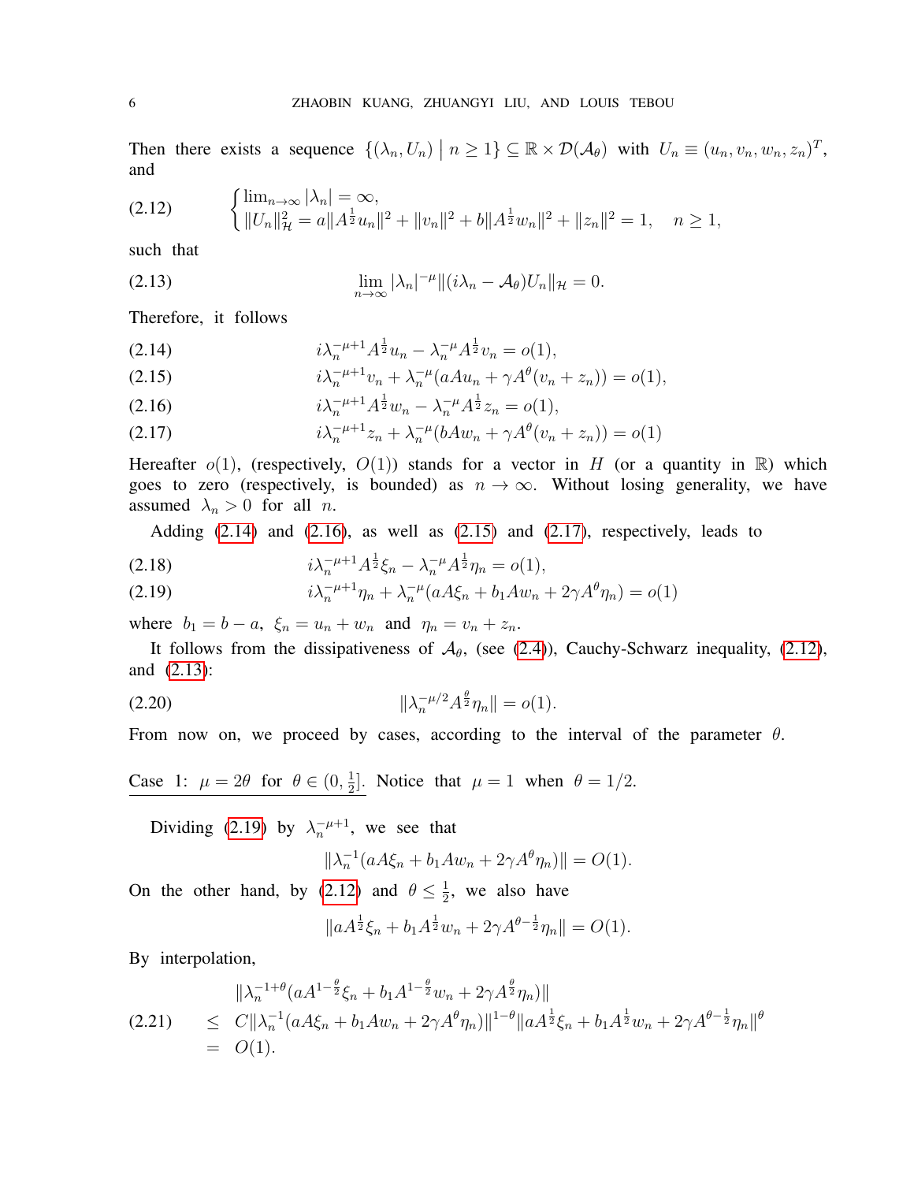Then there exists a sequence $\{(\lambda_n, U_n) \mid n \geq 1\} \subseteq \mathbb{R} \times \mathcal{D}(\mathcal{A}_\theta)$ with $U_n \equiv (u_n, v_n, w_n, z_n)^T$, and

$$
\begin{cases} \lim_{n\to\infty} |\lambda_n| = \infty, \\ \|U_n\|_{\mathcal{H}}^2 = a\|A^{\frac{1}{2}} u_n\|^2 + \|v_n\|^2 + b\|A^{\frac{1}{2}} w_n\|^2 + \|z_n\|^2 = 1, \quad n \geq 1, \end{cases} \tag{2.12}
$$

such that

$$
\lim_{n\to\infty} |\lambda_n|^{-\mu} \|(i\lambda_n - \mathcal{A}_\theta) U_n\|_{\mathcal{H}} = 0. \tag{2.13}
$$

Therefore, it follows

$$
i\lambda_n^{-\mu+1} A^{\frac{1}{2}} u_n - \lambda_n^{-\mu} A^{\frac{1}{2}} v_n = o(1), \tag{2.14}
$$

$$
i\lambda_n^{-\mu+1} v_n + \lambda_n^{-\mu}(aAu_n + \gamma A^\theta(v_n + z_n)) = o(1), \tag{2.15}
$$

$$
i\lambda_n^{-\mu+1} A^{\frac{1}{2}} w_n - \lambda_n^{-\mu} A^{\frac{1}{2}} z_n = o(1), \tag{2.16}
$$

$$
i\lambda_n^{-\mu+1} z_n + \lambda_n^{-\mu}(bAw_n + \gamma A^\theta(v_n + z_n)) = o(1) \tag{2.17}
$$

Hereafter $o(1)$, (respectively, $O(1)$) stands for a vector in $H$ (or a quantity in $\mathbb{R}$) which goes to zero (respectively, is bounded) as $n \to \infty$. Without losing generality, we have assumed $\lambda_n > 0$ for all $n$.

Adding (2.14) and (2.16), as well as (2.15) and (2.17), respectively, leads to

$$
i\lambda_n^{-\mu+1} A^{\frac{1}{2}} \xi_n - \lambda_n^{-\mu} A^{\frac{1}{2}} \eta_n = o(1), \tag{2.18}
$$

$$
i\lambda_n^{-\mu+1} \eta_n + \lambda_n^{-\mu}(aA\xi_n + b_1 Aw_n + 2\gamma A^\theta \eta_n) = o(1) \tag{2.19}
$$

where $b_1 = b - a$, $\xi_n = u_n + w_n$ and $\eta_n = v_n + z_n$.

It follows from the dissipativeness of $\mathcal{A}_\theta$, (see (2.4)), Cauchy-Schwarz inequality, (2.12), and (2.13):

$$
\|\lambda_n^{-\mu/2} A^{\frac{\theta}{2}} \eta_n\| = o(1). \tag{2.20}
$$

From now on, we proceed by cases, according to the interval of the parameter $\theta$.

<u>Case 1: $\mu = 2\theta$ for $\theta \in (0, \frac{1}{2}]$.</u> Notice that $\mu = 1$ when $\theta = 1/2$.

Dividing (2.19) by $\lambda_n^{-\mu+1}$, we see that

$$
\|\lambda_n^{-1}(aA\xi_n + b_1 Aw_n + 2\gamma A^\theta \eta_n)\| = O(1).
$$

On the other hand, by (2.12) and $\theta \leq \frac{1}{2}$, we also have

$$
\|aA^{\frac{1}{2}} \xi_n + b_1 A^{\frac{1}{2}} w_n + 2\gamma A^{\theta - \frac{1}{2}} \eta_n\| = O(1).
$$

By interpolation,

$$
\begin{aligned}
& \|\lambda_n^{-1+\theta}(aA^{1-\frac{\theta}{2}} \xi_n + b_1 A^{1-\frac{\theta}{2}} w_n + 2\gamma A^{\frac{\theta}{2}} \eta_n)\| \\
\leq \; & C\|\lambda_n^{-1}(aA\xi_n + b_1 Aw_n + 2\gamma A^\theta \eta_n)\|^{1-\theta} \|aA^{\frac{1}{2}} \xi_n + b_1 A^{\frac{1}{2}} w_n + 2\gamma A^{\theta - \frac{1}{2}} \eta_n\|^\theta \\
= \; & O(1).
\end{aligned} \tag{2.21}
$$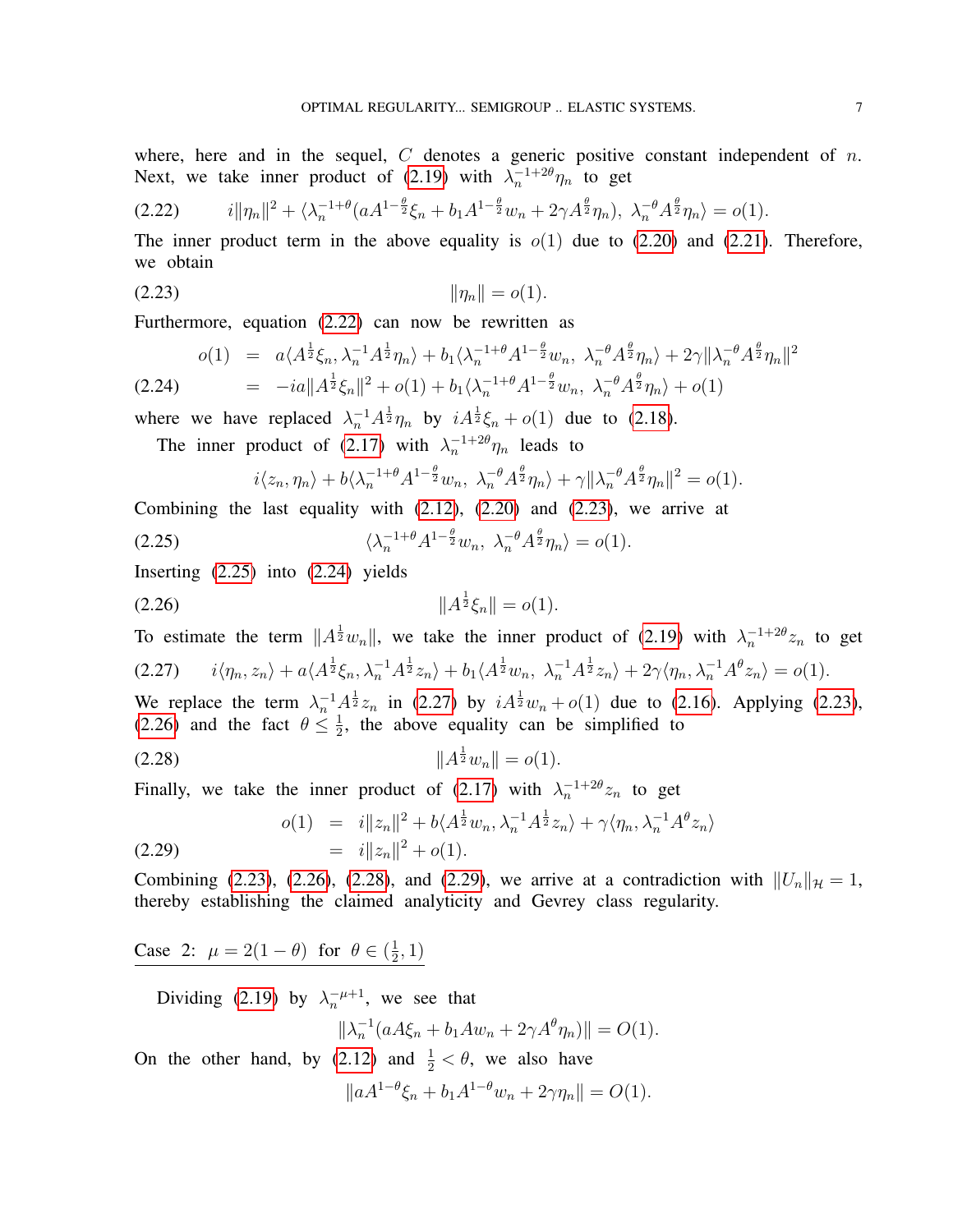where, here and in the sequel, $C$ denotes a generic positive constant independent of $n$. Next, we take inner product of (2.19) with $\lambda_n^{-1+2\theta}\eta_n$ to get

$$i\|\eta_n\|^2 + \langle \lambda_n^{-1+\theta}(aA^{1-\frac{\theta}{2}}\xi_n + b_1 A^{1-\frac{\theta}{2}}w_n + 2\gamma A^{\frac{\theta}{2}}\eta_n),\ \lambda_n^{-\theta}A^{\frac{\theta}{2}}\eta_n\rangle = o(1). \tag{2.22}$$

The inner product term in the above equality is $o(1)$ due to (2.20) and (2.21). Therefore, we obtain

$$\|\eta_n\| = o(1). \tag{2.23}$$

Furthermore, equation (2.22) can now be rewritten as

$$\begin{aligned} o(1) &= a\langle A^{\frac{1}{2}}\xi_n, \lambda_n^{-1}A^{\frac{1}{2}}\eta_n\rangle + b_1\langle \lambda_n^{-1+\theta}A^{1-\frac{\theta}{2}}w_n,\ \lambda_n^{-\theta}A^{\frac{\theta}{2}}\eta_n\rangle + 2\gamma\|\lambda_n^{-\theta}A^{\frac{\theta}{2}}\eta_n\|^2 \\ &= -ia\|A^{\frac{1}{2}}\xi_n\|^2 + o(1) + b_1\langle \lambda_n^{-1+\theta}A^{1-\frac{\theta}{2}}w_n,\ \lambda_n^{-\theta}A^{\frac{\theta}{2}}\eta_n\rangle + o(1) \end{aligned} \tag{2.24}$$

where we have replaced $\lambda_n^{-1}A^{\frac{1}{2}}\eta_n$ by $iA^{\frac{1}{2}}\xi_n + o(1)$ due to (2.18).

The inner product of (2.17) with $\lambda_n^{-1+2\theta}\eta_n$ leads to

$$i\langle z_n, \eta_n\rangle + b\langle \lambda_n^{-1+\theta}A^{1-\frac{\theta}{2}}w_n,\ \lambda_n^{-\theta}A^{\frac{\theta}{2}}\eta_n\rangle + \gamma\|\lambda_n^{-\theta}A^{\frac{\theta}{2}}\eta_n\|^2 = o(1).$$

Combining the last equality with (2.12), (2.20) and (2.23), we arrive at

$$\langle \lambda_n^{-1+\theta}A^{1-\frac{\theta}{2}}w_n,\ \lambda_n^{-\theta}A^{\frac{\theta}{2}}\eta_n\rangle = o(1). \tag{2.25}$$

Inserting (2.25) into (2.24) yields

$$\|A^{\frac{1}{2}}\xi_n\| = o(1). \tag{2.26}$$

To estimate the term $\|A^{\frac{1}{2}}w_n\|$, we take the inner product of (2.19) with $\lambda_n^{-1+2\theta}z_n$ to get

$$i\langle \eta_n, z_n\rangle + a\langle A^{\frac{1}{2}}\xi_n, \lambda_n^{-1}A^{\frac{1}{2}}z_n\rangle + b_1\langle A^{\frac{1}{2}}w_n,\ \lambda_n^{-1}A^{\frac{1}{2}}z_n\rangle + 2\gamma\langle \eta_n, \lambda_n^{-1}A^{\theta}z_n\rangle = o(1). \tag{2.27}$$

We replace the term $\lambda_n^{-1}A^{\frac{1}{2}}z_n$ in (2.27) by $iA^{\frac{1}{2}}w_n + o(1)$ due to (2.16). Applying (2.23), (2.26) and the fact $\theta \le \frac{1}{2}$, the above equality can be simplified to

$$\|A^{\frac{1}{2}}w_n\| = o(1). \tag{2.28}$$

Finally, we take the inner product of (2.17) with $\lambda_n^{-1+2\theta}z_n$ to get

$$\begin{aligned} o(1) &= i\|z_n\|^2 + b\langle A^{\frac{1}{2}}w_n, \lambda_n^{-1}A^{\frac{1}{2}}z_n\rangle + \gamma\langle \eta_n, \lambda_n^{-1}A^{\theta}z_n\rangle \\ &= i\|z_n\|^2 + o(1). \end{aligned} \tag{2.29}$$

Combining (2.23), (2.26), (2.28), and (2.29), we arrive at a contradiction with $\|U_n\|_{\mathcal{H}} = 1$, thereby establishing the claimed analyticity and Gevrey class regularity.

Case 2: $\mu = 2(1-\theta)$ for $\theta \in (\frac{1}{2}, 1)$

Dividing (2.19) by $\lambda_n^{-\mu+1}$, we see that

$$\|\lambda_n^{-1}(aA\xi_n + b_1 Aw_n + 2\gamma A^{\theta}\eta_n)\| = O(1).$$

On the other hand, by (2.12) and $\frac{1}{2} < \theta$, we also have

$$\|aA^{1-\theta}\xi_n + b_1 A^{1-\theta}w_n + 2\gamma\eta_n\| = O(1).$$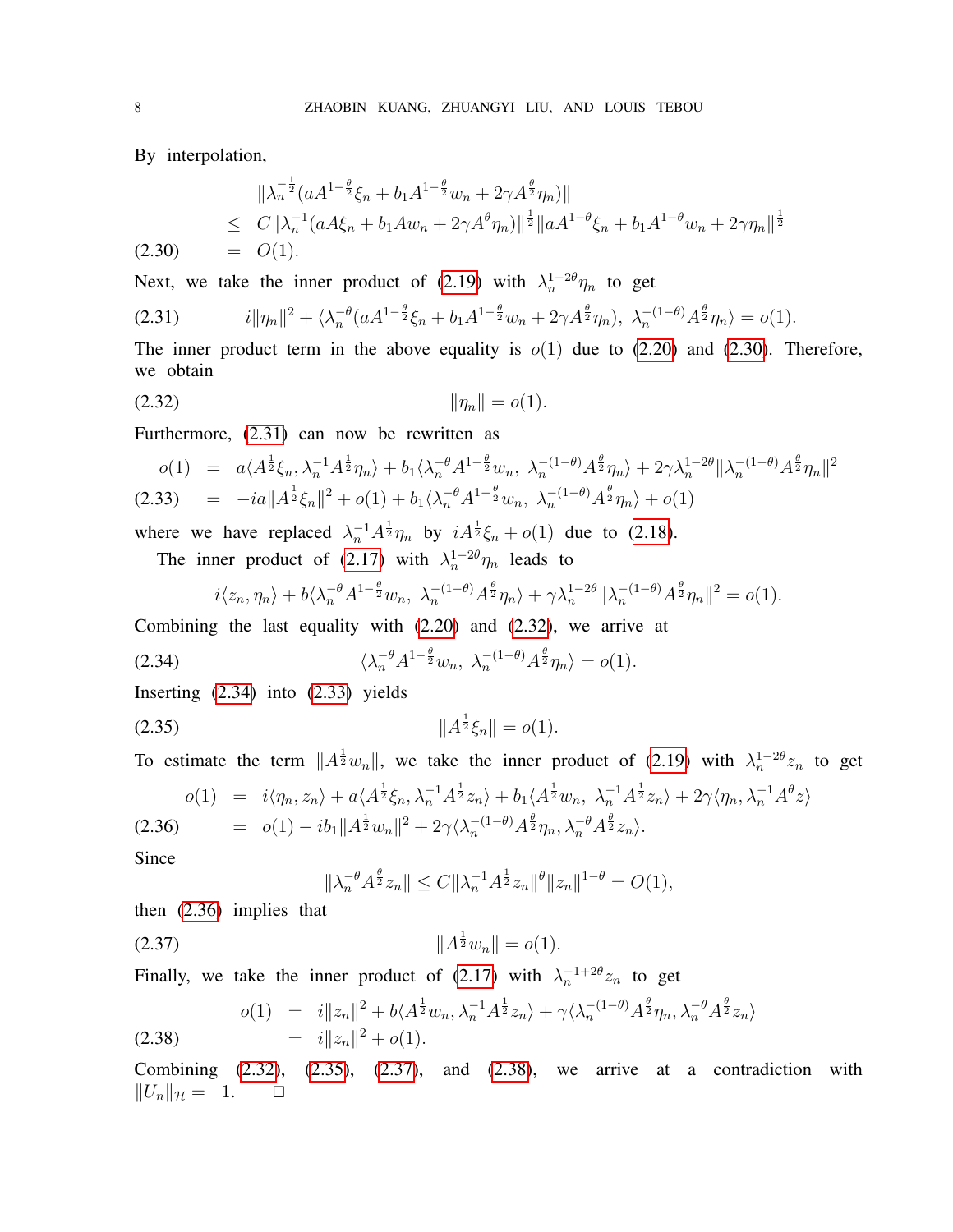By interpolation,

$$
\begin{aligned}
& \|\lambda_n^{-\frac{1}{2}}(aA^{1-\frac{\theta}{2}}\xi_n + b_1A^{1-\frac{\theta}{2}}w_n + 2\gamma A^{\frac{\theta}{2}}\eta_n)\| \\
\leq \; & C\|\lambda_n^{-1}(aA\xi_n + b_1Aw_n + 2\gamma A^{\theta}\eta_n)\|^{\frac{1}{2}}\|aA^{1-\theta}\xi_n + b_1A^{1-\theta}w_n + 2\gamma\eta_n\|^{\frac{1}{2}} \\
= \; & O(1). \qquad (2.30)
\end{aligned}
$$

Next, we take the inner product of (2.19) with $\lambda_n^{1-2\theta}\eta_n$ to get

$$
i\|\eta_n\|^2 + \langle \lambda_n^{-\theta}(aA^{1-\frac{\theta}{2}}\xi_n + b_1A^{1-\frac{\theta}{2}}w_n + 2\gamma A^{\frac{\theta}{2}}\eta_n),\ \lambda_n^{-(1-\theta)}A^{\frac{\theta}{2}}\eta_n\rangle = o(1). \qquad (2.31)
$$

The inner product term in the above equality is $o(1)$ due to (2.20) and (2.30). Therefore, we obtain

$$
\|\eta_n\| = o(1). \qquad (2.32)
$$

Furthermore, (2.31) can now be rewritten as

$$
\begin{aligned}
o(1) &= a\langle A^{\frac{1}{2}}\xi_n, \lambda_n^{-1}A^{\frac{1}{2}}\eta_n\rangle + b_1\langle \lambda_n^{-\theta}A^{1-\frac{\theta}{2}}w_n,\ \lambda_n^{-(1-\theta)}A^{\frac{\theta}{2}}\eta_n\rangle + 2\gamma\lambda_n^{1-2\theta}\|\lambda_n^{-(1-\theta)}A^{\frac{\theta}{2}}\eta_n\|^2 \\
&= -ia\|A^{\frac{1}{2}}\xi_n\|^2 + o(1) + b_1\langle \lambda_n^{-\theta}A^{1-\frac{\theta}{2}}w_n,\ \lambda_n^{-(1-\theta)}A^{\frac{\theta}{2}}\eta_n\rangle + o(1) \qquad (2.33)
\end{aligned}
$$

where we have replaced $\lambda_n^{-1}A^{\frac{1}{2}}\eta_n$ by $iA^{\frac{1}{2}}\xi_n + o(1)$ due to (2.18).

The inner product of (2.17) with $\lambda_n^{1-2\theta}\eta_n$ leads to

$$
i\langle z_n, \eta_n\rangle + b\langle \lambda_n^{-\theta}A^{1-\frac{\theta}{2}}w_n,\ \lambda_n^{-(1-\theta)}A^{\frac{\theta}{2}}\eta_n\rangle + \gamma\lambda_n^{1-2\theta}\|\lambda_n^{-(1-\theta)}A^{\frac{\theta}{2}}\eta_n\|^2 = o(1).
$$

Combining the last equality with (2.20) and (2.32), we arrive at

$$
\langle \lambda_n^{-\theta}A^{1-\frac{\theta}{2}}w_n,\ \lambda_n^{-(1-\theta)}A^{\frac{\theta}{2}}\eta_n\rangle = o(1). \qquad (2.34)
$$

Inserting (2.34) into (2.33) yields

$$
\|A^{\frac{1}{2}}\xi_n\| = o(1). \qquad (2.35)
$$

To estimate the term $\|A^{\frac{1}{2}}w_n\|$, we take the inner product of (2.19) with $\lambda_n^{1-2\theta}z_n$ to get

$$
\begin{aligned}
o(1) &= i\langle \eta_n, z_n\rangle + a\langle A^{\frac{1}{2}}\xi_n, \lambda_n^{-1}A^{\frac{1}{2}}z_n\rangle + b_1\langle A^{\frac{1}{2}}w_n,\ \lambda_n^{-1}A^{\frac{1}{2}}z_n\rangle + 2\gamma\langle \eta_n, \lambda_n^{-1}A^{\theta}z\rangle \\
&= o(1) - ib_1\|A^{\frac{1}{2}}w_n\|^2 + 2\gamma\langle \lambda_n^{-(1-\theta)}A^{\frac{\theta}{2}}\eta_n, \lambda_n^{-\theta}A^{\frac{\theta}{2}}z_n\rangle. \qquad (2.36)
\end{aligned}
$$

Since

$$
\|\lambda_n^{-\theta}A^{\frac{\theta}{2}}z_n\| \leq C\|\lambda_n^{-1}A^{\frac{1}{2}}z_n\|^{\theta}\|z_n\|^{1-\theta} = O(1),
$$

then (2.36) implies that

$$
\|A^{\frac{1}{2}}w_n\| = o(1). \qquad (2.37)
$$

Finally, we take the inner product of (2.17) with $\lambda_n^{-1+2\theta}z_n$ to get

$$
\begin{aligned}
o(1) &= i\|z_n\|^2 + b\langle A^{\frac{1}{2}}w_n, \lambda_n^{-1}A^{\frac{1}{2}}z_n\rangle + \gamma\langle \lambda_n^{-(1-\theta)}A^{\frac{\theta}{2}}\eta_n, \lambda_n^{-\theta}A^{\frac{\theta}{2}}z_n\rangle \\
&= i\|z_n\|^2 + o(1). \qquad (2.38)
\end{aligned}
$$

Combining (2.32), (2.35), (2.37), and (2.38), we arrive at a contradiction with $\|U_n\|_{\mathcal{H}} = 1$. $\square$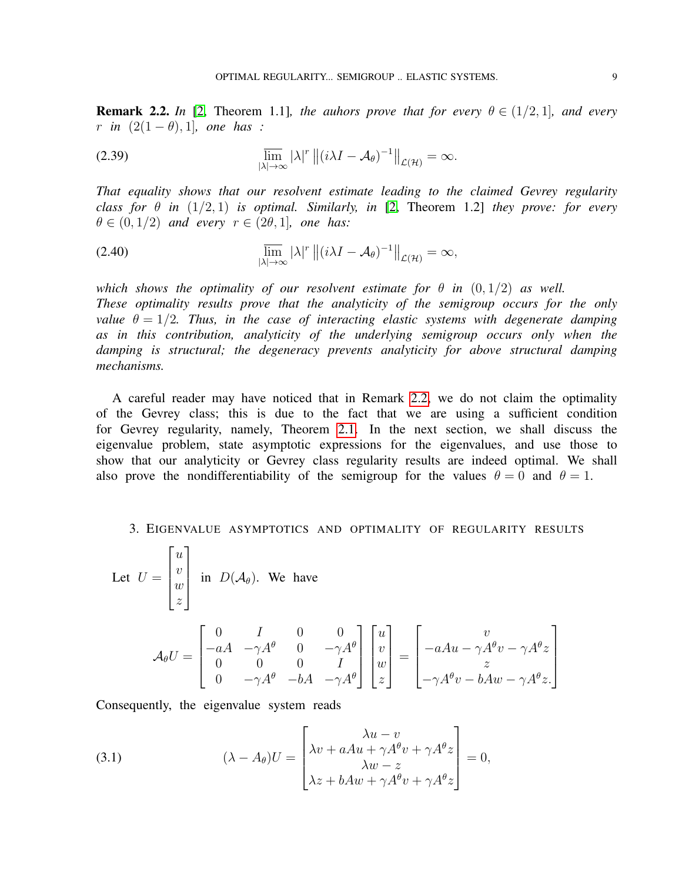**Remark 2.2.** *In* [2, Theorem 1.1]*, the auhors prove that for every $\theta \in (1/2, 1]$, and every $r$ in $(2(1-\theta), 1]$, one has :*

$$\overline{\lim_{|\lambda|\to\infty}} |\lambda|^r \left\|(i\lambda I - \mathcal{A}_\theta)^{-1}\right\|_{\mathcal{L}(\mathcal{H})} = \infty. \tag{2.39}$$

*That equality shows that our resolvent estimate leading to the claimed Gevrey regularity class for $\theta$ in $(1/2, 1)$ is optimal. Similarly, in* [2, Theorem 1.2] *they prove: for every $\theta \in (0, 1/2)$ and every $r \in (2\theta, 1]$, one has:*

$$\overline{\lim_{|\lambda|\to\infty}} |\lambda|^r \left\|(i\lambda I - \mathcal{A}_\theta)^{-1}\right\|_{\mathcal{L}(\mathcal{H})} = \infty, \tag{2.40}$$

*which shows the optimality of our resolvent estimate for $\theta$ in $(0, 1/2)$ as well. These optimality results prove that the analyticity of the semigroup occurs for the only value $\theta = 1/2$. Thus, in the case of interacting elastic systems with degenerate damping as in this contribution, analyticity of the underlying semigroup occurs only when the damping is structural; the degeneracy prevents analyticity for above structural damping mechanisms.*

A careful reader may have noticed that in Remark 2.2, we do not claim the optimality of the Gevrey class; this is due to the fact that we are using a sufficient condition for Gevrey regularity, namely, Theorem 2.1. In the next section, we shall discuss the eigenvalue problem, state asymptotic expressions for the eigenvalues, and use those to show that our analyticity or Gevrey class regularity results are indeed optimal. We shall also prove the nondifferentiability of the semigroup for the values $\theta = 0$ and $\theta = 1$.

## 3. Eigenvalue asymptotics and optimality of regularity results

Let $U = \begin{bmatrix} u \\ v \\ w \\ z \end{bmatrix}$ in $D(\mathcal{A}_\theta)$. We have

$$\mathcal{A}_\theta U = \begin{bmatrix} 0 & I & 0 & 0 \\ -aA & -\gamma A^\theta & 0 & -\gamma A^\theta \\ 0 & 0 & 0 & I \\ 0 & -\gamma A^\theta & -bA & -\gamma A^\theta \end{bmatrix} \begin{bmatrix} u \\ v \\ w \\ z \end{bmatrix} = \begin{bmatrix} v \\ -aAu - \gamma A^\theta v - \gamma A^\theta z \\ z \\ -\gamma A^\theta v - bAw - \gamma A^\theta z. \end{bmatrix}$$

Consequently, the eigenvalue system reads

$$(\lambda - A_\theta)U = \begin{bmatrix} \lambda u - v \\ \lambda v + aAu + \gamma A^\theta v + \gamma A^\theta z \\ \lambda w - z \\ \lambda z + bAw + \gamma A^\theta v + \gamma A^\theta z \end{bmatrix} = 0, \tag{3.1}$$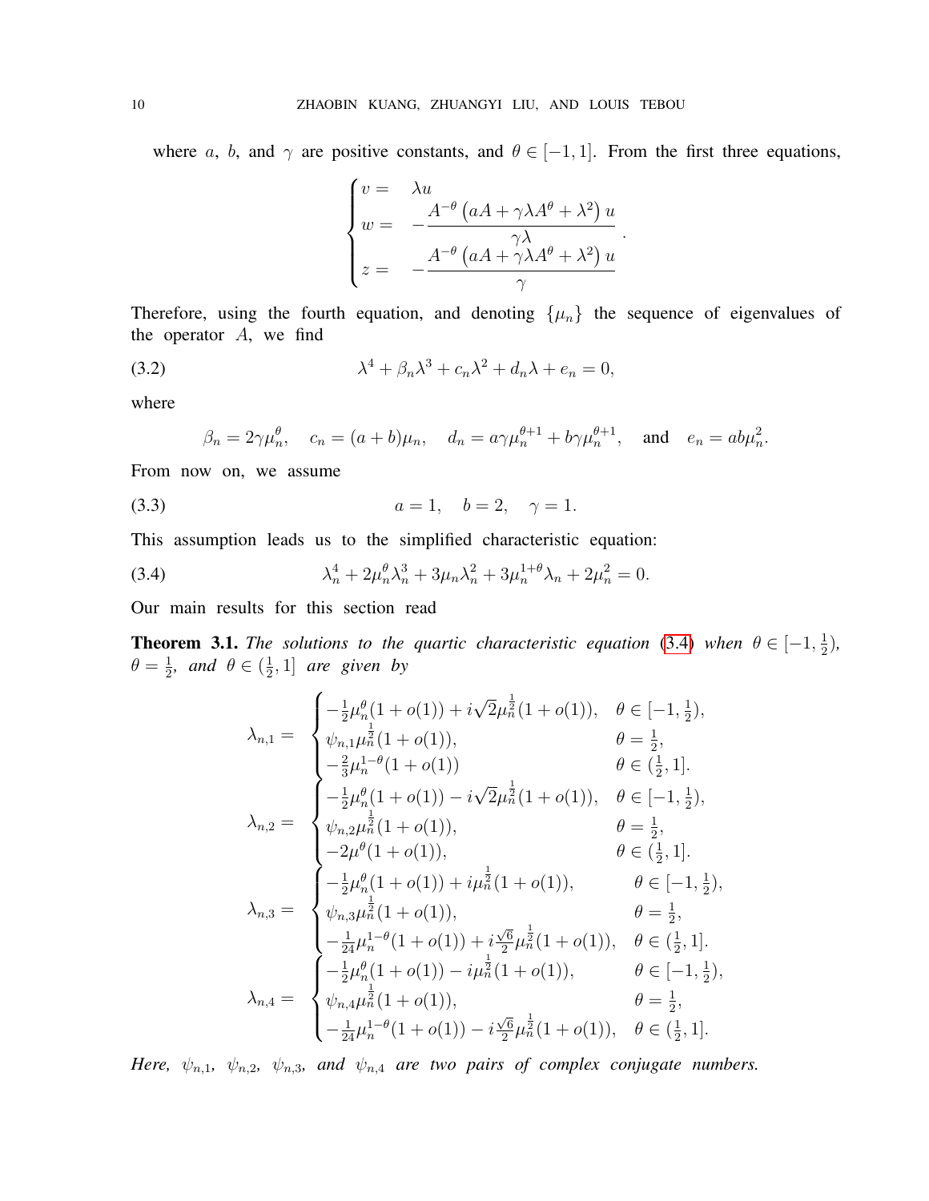where $a$, $b$, and $\gamma$ are positive constants, and $\theta \in [-1, 1]$. From the first three equations,

$$
\begin{cases}
v = & \lambda u \\
w = & -\dfrac{A^{-\theta}\left(aA + \gamma\lambda A^{\theta} + \lambda^2\right)u}{\gamma\lambda} \\
z = & -\dfrac{A^{-\theta}\left(aA + \gamma\lambda A^{\theta} + \lambda^2\right)u}{\gamma}
\end{cases}.
$$

Therefore, using the fourth equation, and denoting $\{\mu_n\}$ the sequence of eigenvalues of the operator $A$, we find

$$
\lambda^4 + \beta_n\lambda^3 + c_n\lambda^2 + d_n\lambda + e_n = 0, \tag{3.2}
$$

where

$$
\beta_n = 2\gamma\mu_n^{\theta}, \quad c_n = (a+b)\mu_n, \quad d_n = a\gamma\mu_n^{\theta+1} + b\gamma\mu_n^{\theta+1}, \quad \text{and} \quad e_n = ab\mu_n^2.
$$

From now on, we assume

$$
a = 1, \quad b = 2, \quad \gamma = 1. \tag{3.3}
$$

This assumption leads us to the simplified characteristic equation:

$$
\lambda_n^4 + 2\mu_n^{\theta}\lambda_n^3 + 3\mu_n\lambda_n^2 + 3\mu_n^{1+\theta}\lambda_n + 2\mu_n^2 = 0. \tag{3.4}
$$

Our main results for this section read

**Theorem 3.1.** *The solutions to the quartic characteristic equation* (3.4) *when* $\theta \in [-1, \frac{1}{2})$, $\theta = \frac{1}{2}$, *and* $\theta \in (\frac{1}{2}, 1]$ *are given by*

$$
\lambda_{n,1} = \begin{cases}
-\frac{1}{2}\mu_n^{\theta}(1+o(1)) + i\sqrt{2}\mu_n^{\frac{1}{2}}(1+o(1)), & \theta \in [-1, \frac{1}{2}), \\
\psi_{n,1}\mu_n^{\frac{1}{2}}(1+o(1)), & \theta = \frac{1}{2}, \\
-\frac{2}{3}\mu_n^{1-\theta}(1+o(1)) & \theta \in (\frac{1}{2}, 1].
\end{cases}
$$

$$
\lambda_{n,2} = \begin{cases}
-\frac{1}{2}\mu_n^{\theta}(1+o(1)) - i\sqrt{2}\mu_n^{\frac{1}{2}}(1+o(1)), & \theta \in [-1, \frac{1}{2}), \\
\psi_{n,2}\mu_n^{\frac{1}{2}}(1+o(1)), & \theta = \frac{1}{2}, \\
-2\mu^{\theta}(1+o(1)), & \theta \in (\frac{1}{2}, 1].
\end{cases}
$$

$$
\lambda_{n,3} = \begin{cases}
-\frac{1}{2}\mu_n^{\theta}(1+o(1)) + i\mu_n^{\frac{1}{2}}(1+o(1)), & \theta \in [-1, \frac{1}{2}), \\
\psi_{n,3}\mu_n^{\frac{1}{2}}(1+o(1)), & \theta = \frac{1}{2}, \\
-\frac{1}{24}\mu_n^{1-\theta}(1+o(1)) + i\frac{\sqrt{6}}{2}\mu_n^{\frac{1}{2}}(1+o(1)), & \theta \in (\frac{1}{2}, 1].
\end{cases}
$$

$$
\lambda_{n,4} = \begin{cases}
-\frac{1}{2}\mu_n^{\theta}(1+o(1)) - i\mu_n^{\frac{1}{2}}(1+o(1)), & \theta \in [-1, \frac{1}{2}), \\
\psi_{n,4}\mu_n^{\frac{1}{2}}(1+o(1)), & \theta = \frac{1}{2}, \\
-\frac{1}{24}\mu_n^{1-\theta}(1+o(1)) - i\frac{\sqrt{6}}{2}\mu_n^{\frac{1}{2}}(1+o(1)), & \theta \in (\frac{1}{2}, 1].
\end{cases}
$$

*Here,* $\psi_{n,1}$, $\psi_{n,2}$, $\psi_{n,3}$, *and* $\psi_{n,4}$ *are two pairs of complex conjugate numbers.*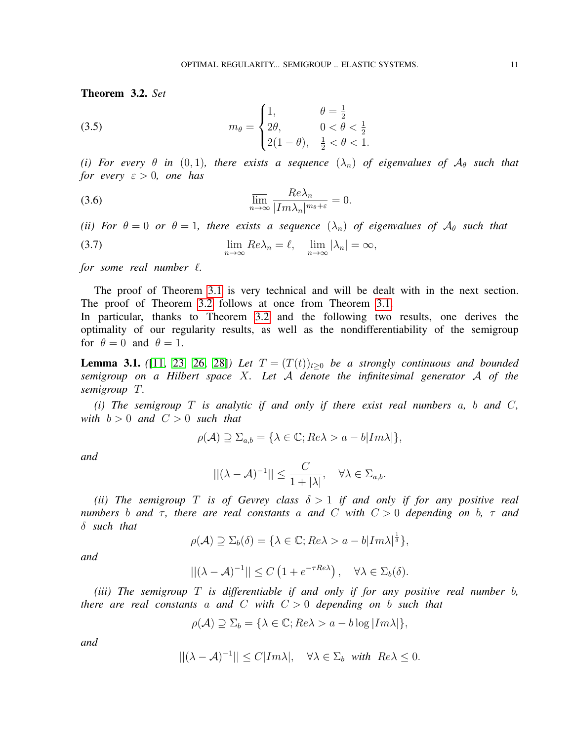**Theorem 3.2.** *Set*

$$m_\theta = \begin{cases} 1, & \theta = \frac{1}{2} \\ 2\theta, & 0 < \theta < \frac{1}{2} \\ 2(1-\theta), & \frac{1}{2} < \theta < 1. \end{cases} \tag{3.5}$$

*(i) For every $\theta$ in $(0,1)$, there exists a sequence $(\lambda_n)$ of eigenvalues of $\mathcal{A}_\theta$ such that for every $\varepsilon > 0$, one has*

$$\overline{\lim_{n\to\infty}} \frac{Re\lambda_n}{|Im\lambda_n|^{m_\theta+\varepsilon}} = 0. \tag{3.6}$$

*(ii) For $\theta = 0$ or $\theta = 1$, there exists a sequence $(\lambda_n)$ of eigenvalues of $\mathcal{A}_\theta$ such that*

$$\lim_{n\to\infty} Re\lambda_n = \ell, \quad \lim_{n\to\infty} |\lambda_n| = \infty, \tag{3.7}$$

*for some real number $\ell$.*

The proof of Theorem 3.1 is very technical and will be dealt with in the next section. The proof of Theorem 3.2 follows at once from Theorem 3.1.
In particular, thanks to Theorem 3.2 and the following two results, one derives the optimality of our regularity results, as well as the nondifferentiability of the semigroup for $\theta = 0$ and $\theta = 1$.

**Lemma 3.1.** *([11, 23, 26, 28]) Let $T = (T(t))_{t\geq 0}$ be a strongly continuous and bounded semigroup on a Hilbert space $X$. Let $\mathcal{A}$ denote the infinitesimal generator $\mathcal{A}$ of the semigroup $T$.*

*(i) The semigroup $T$ is analytic if and only if there exist real numbers $a$, $b$ and $C$, with $b > 0$ and $C > 0$ such that*

$$\rho(\mathcal{A}) \supseteq \Sigma_{a,b} = \{\lambda \in \mathbb{C}; Re\lambda > a - b|Im\lambda|\},$$

*and*

$$||(\lambda - \mathcal{A})^{-1}|| \leq \frac{C}{1+|\lambda|}, \quad \forall \lambda \in \Sigma_{a,b}.$$

*(ii) The semigroup $T$ is of Gevrey class $\delta > 1$ if and only if for any positive real numbers $b$ and $\tau$, there are real constants $a$ and $C$ with $C > 0$ depending on $b$, $\tau$ and $\delta$ such that*

$$\rho(\mathcal{A}) \supseteq \Sigma_b(\delta) = \{\lambda \in \mathbb{C}; Re\lambda > a - b|Im\lambda|^{\frac{1}{\delta}}\},$$

*and*

$$||(\lambda - \mathcal{A})^{-1}|| \leq C\left(1 + e^{-\tau Re\lambda}\right), \quad \forall \lambda \in \Sigma_b(\delta).$$

*(iii) The semigroup $T$ is differentiable if and only if for any positive real number $b$, there are real constants $a$ and $C$ with $C > 0$ depending on $b$ such that*

$$\rho(\mathcal{A}) \supseteq \Sigma_b = \{\lambda \in \mathbb{C}; Re\lambda > a - b\log|Im\lambda|\},$$

*and*

$$||(\lambda - \mathcal{A})^{-1}|| \leq C|Im\lambda|, \quad \forall \lambda \in \Sigma_b \text{ with } Re\lambda \leq 0.$$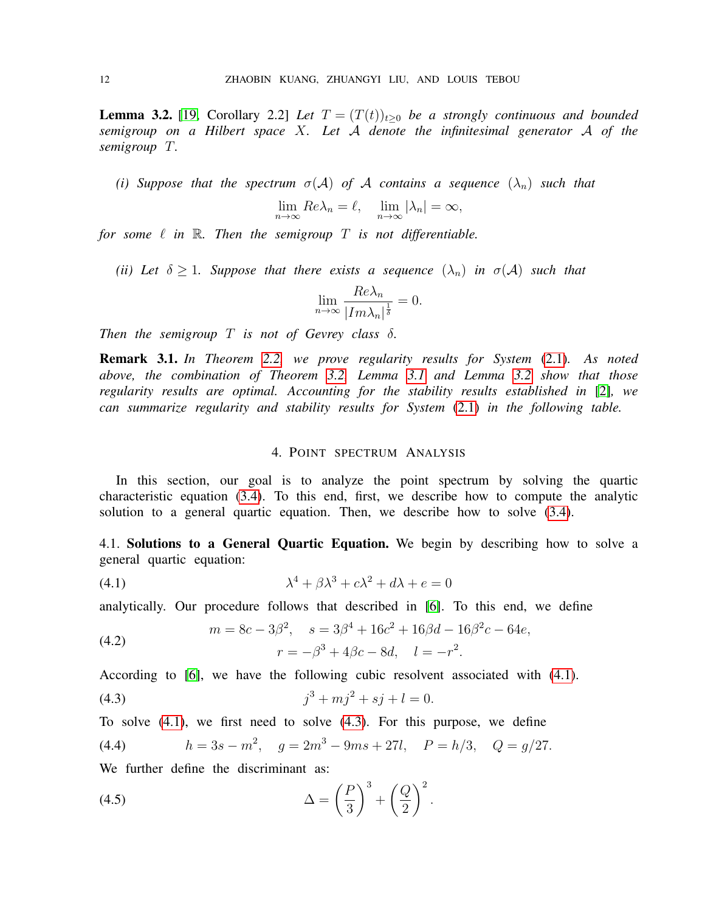**Lemma 3.2.** [19, Corollary 2.2] *Let $T = (T(t))_{t\geq 0}$ be a strongly continuous and bounded semigroup on a Hilbert space $X$. Let $\mathcal{A}$ denote the infinitesimal generator $\mathcal{A}$ of the semigroup $T$.*

*(i) Suppose that the spectrum $\sigma(\mathcal{A})$ of $\mathcal{A}$ contains a sequence $(\lambda_n)$ such that*

$$\lim_{n\to\infty} Re\lambda_n = \ell, \quad \lim_{n\to\infty} |\lambda_n| = \infty,$$

*for some $\ell$ in $\mathbb{R}$. Then the semigroup $T$ is not differentiable.*

*(ii) Let $\delta \geq 1$. Suppose that there exists a sequence $(\lambda_n)$ in $\sigma(\mathcal{A})$ such that*

$$\lim_{n\to\infty} \frac{Re\lambda_n}{|Im\lambda_n|^{\frac{1}{\delta}}} = 0.$$

*Then the semigroup $T$ is not of Gevrey class $\delta$.*

**Remark 3.1.** *In Theorem 2.2 we prove regularity results for System (2.1). As noted above, the combination of Theorem 3.2, Lemma 3.1 and Lemma 3.2 show that those regularity results are optimal. Accounting for the stability results established in [2], we can summarize regularity and stability results for System (2.1) in the following table.*

## 4. Point spectrum Analysis

In this section, our goal is to analyze the point spectrum by solving the quartic characteristic equation (3.4). To this end, first, we describe how to compute the analytic solution to a general quartic equation. Then, we describe how to solve (3.4).

### 4.1. Solutions to a General Quartic Equation.

We begin by describing how to solve a general quartic equation:

$$\lambda^4 + \beta\lambda^3 + c\lambda^2 + d\lambda + e = 0 \tag{4.1}$$

analytically. Our procedure follows that described in [6]. To this end, we define

$$\begin{aligned} m = 8c - 3\beta^2, \quad s = 3\beta^4 + 16c^2 + 16\beta d - 16\beta^2 c - 64e, \\ r = -\beta^3 + 4\beta c - 8d, \quad l = -r^2. \end{aligned} \tag{4.2}$$

According to [6], we have the following cubic resolvent associated with (4.1).

$$j^3 + mj^2 + sj + l = 0. \tag{4.3}$$

To solve (4.1), we first need to solve (4.3). For this purpose, we define

$$h = 3s - m^2, \quad g = 2m^3 - 9ms + 27l, \quad P = h/3, \quad Q = g/27. \tag{4.4}$$

We further define the discriminant as:

$$\Delta = \left(\frac{P}{3}\right)^3 + \left(\frac{Q}{2}\right)^2. \tag{4.5}$$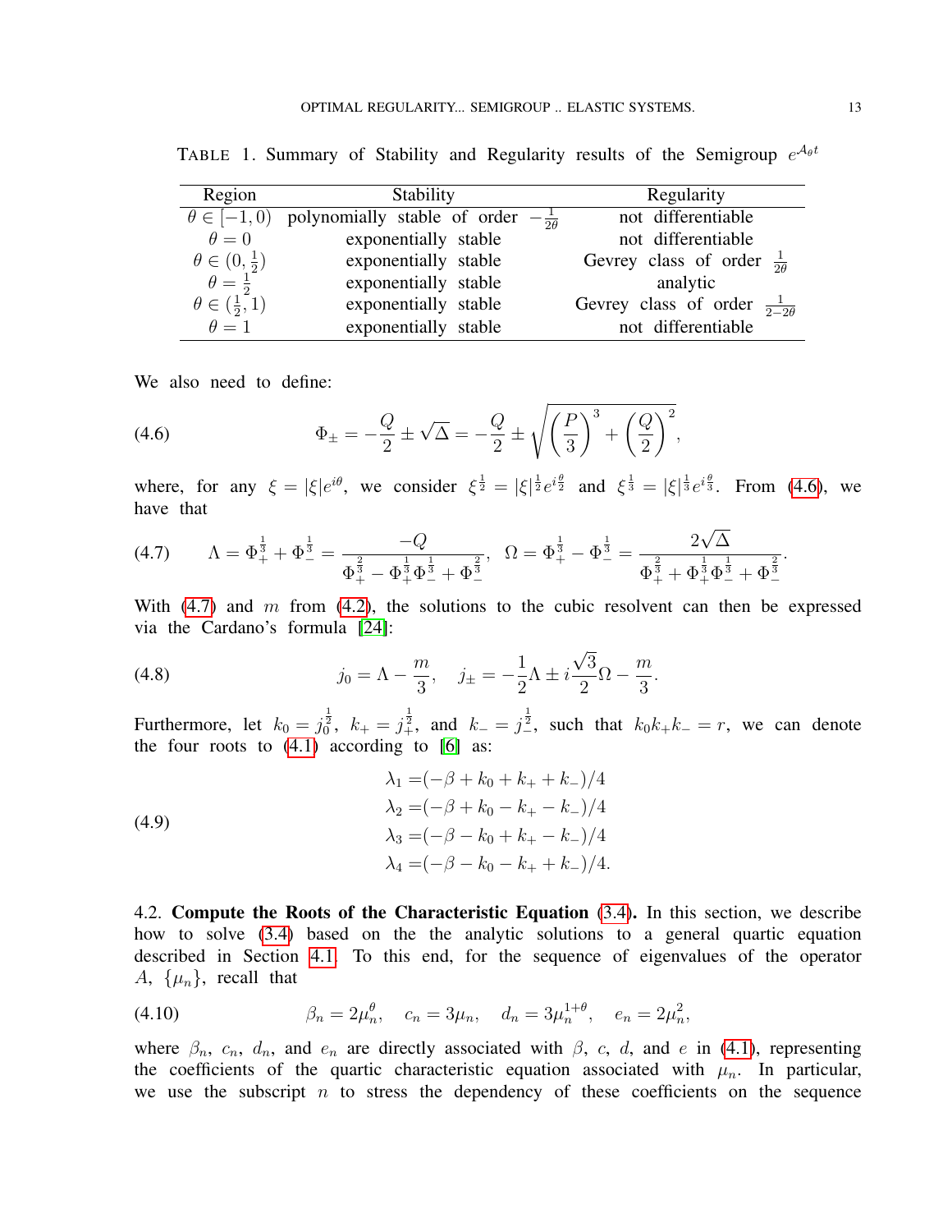TABLE 1. Summary of Stability and Regularity results of the Semigroup $e^{\mathcal{A}_\theta t}$

| Region | Stability | Regularity |
|---|---|---|
| $\theta \in [-1, 0)$ | polynomially stable of order $-\frac{1}{2\theta}$ | not differentiable |
| $\theta = 0$ | exponentially stable | not differentiable |
| $\theta \in (0, \frac{1}{2})$ | exponentially stable | Gevrey class of order $\frac{1}{2\theta}$ |
| $\theta = \frac{1}{2}$ | exponentially stable | analytic |
| $\theta \in (\frac{1}{2}, 1)$ | exponentially stable | Gevrey class of order $\frac{1}{2-2\theta}$ |
| $\theta = 1$ | exponentially stable | not differentiable |

We also need to define:

$$\Phi_\pm = -\frac{Q}{2} \pm \sqrt{\Delta} = -\frac{Q}{2} \pm \sqrt{\left(\frac{P}{3}\right)^3 + \left(\frac{Q}{2}\right)^2}, \tag{4.6}$$

where, for any $\xi = |\xi| e^{i\theta}$, we consider $\xi^{\frac{1}{2}} = |\xi|^{\frac{1}{2}} e^{i\frac{\theta}{2}}$ and $\xi^{\frac{1}{3}} = |\xi|^{\frac{1}{3}} e^{i\frac{\theta}{3}}$. From (4.6), we have that

$$\Lambda = \Phi_+^{\frac{1}{3}} + \Phi_-^{\frac{1}{3}} = \frac{-Q}{\Phi_+^{\frac{2}{3}} - \Phi_+^{\frac{1}{3}}\Phi_-^{\frac{1}{3}} + \Phi_-^{\frac{2}{3}}}, \quad \Omega = \Phi_+^{\frac{1}{3}} - \Phi_-^{\frac{1}{3}} = \frac{2\sqrt{\Delta}}{\Phi_+^{\frac{2}{3}} + \Phi_+^{\frac{1}{3}}\Phi_-^{\frac{1}{3}} + \Phi_-^{\frac{2}{3}}}. \tag{4.7}$$

With (4.7) and $m$ from (4.2), the solutions to the cubic resolvent can then be expressed via the Cardano's formula [24]:

$$j_0 = \Lambda - \frac{m}{3}, \quad j_\pm = -\frac{1}{2}\Lambda \pm i\frac{\sqrt{3}}{2}\Omega - \frac{m}{3}. \tag{4.8}$$

Furthermore, let $k_0 = j_0^{\frac{1}{2}}$, $k_+ = j_+^{\frac{1}{2}}$, and $k_- = j_-^{\frac{1}{2}}$, such that $k_0 k_+ k_- = r$, we can denote the four roots to (4.1) according to [6] as:

$$\begin{aligned}
\lambda_1 &= (-\beta + k_0 + k_+ + k_-)/4 \\
\lambda_2 &= (-\beta + k_0 - k_+ - k_-)/4 \\
\lambda_3 &= (-\beta - k_0 + k_+ - k_-)/4 \\
\lambda_4 &= (-\beta - k_0 - k_+ + k_-)/4.
\end{aligned} \tag{4.9}$$

4.2. **Compute the Roots of the Characteristic Equation (3.4).** In this section, we describe how to solve (3.4) based on the the analytic solutions to a general quartic equation described in Section 4.1. To this end, for the sequence of eigenvalues of the operator $A$, $\{\mu_n\}$, recall that

$$\beta_n = 2\mu_n^\theta, \quad c_n = 3\mu_n, \quad d_n = 3\mu_n^{1+\theta}, \quad e_n = 2\mu_n^2, \tag{4.10}$$

where $\beta_n$, $c_n$, $d_n$, and $e_n$ are directly associated with $\beta$, $c$, $d$, and $e$ in (4.1), representing the coefficients of the quartic characteristic equation associated with $\mu_n$. In particular, we use the subscript $n$ to stress the dependency of these coefficients on the sequence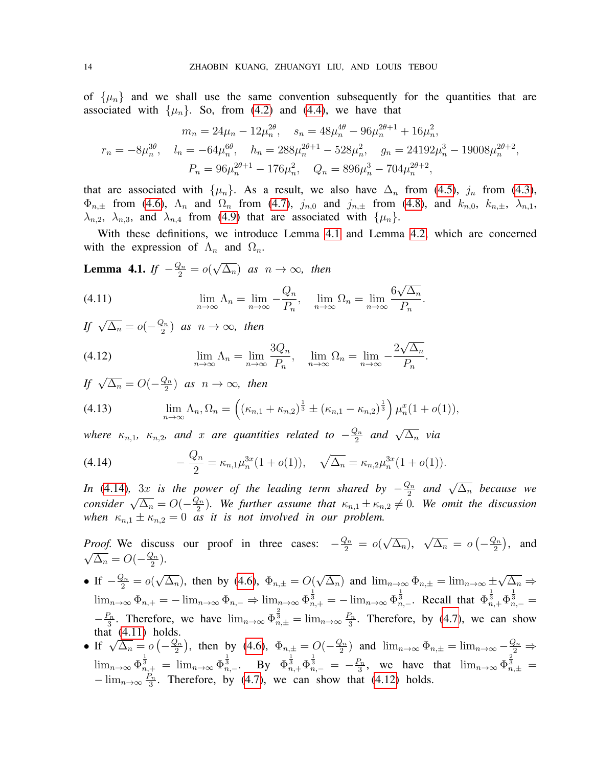of $\{\mu_n\}$ and we shall use the same convention subsequently for the quantities that are associated with $\{\mu_n\}$. So, from (4.2) and (4.4), we have that

$$m_n = 24\mu_n - 12\mu_n^{2\theta}, \quad s_n = 48\mu_n^{4\theta} - 96\mu_n^{2\theta+1} + 16\mu_n^2,$$

$$r_n = -8\mu_n^{3\theta}, \quad l_n = -64\mu_n^{6\theta}, \quad h_n = 288\mu_n^{2\theta+1} - 528\mu_n^2, \quad g_n = 24192\mu_n^3 - 19008\mu_n^{2\theta+2},$$

$$P_n = 96\mu_n^{2\theta+1} - 176\mu_n^2, \quad Q_n = 896\mu_n^3 - 704\mu_n^{2\theta+2},$$

that are associated with $\{\mu_n\}$. As a result, we also have $\Delta_n$ from (4.5), $j_n$ from (4.3), $\Phi_{n,\pm}$ from (4.6), $\Lambda_n$ and $\Omega_n$ from (4.7), $j_{n,0}$ and $j_{n,\pm}$ from (4.8), and $k_{n,0}$, $k_{n,\pm}$, $\lambda_{n,1}$, $\lambda_{n,2}$, $\lambda_{n,3}$, and $\lambda_{n,4}$ from (4.9) that are associated with $\{\mu_n\}$.

With these definitions, we introduce Lemma 4.1 and Lemma 4.2, which are concerned with the expression of $\Lambda_n$ and $\Omega_n$.

**Lemma 4.1.** *If* $-\frac{Q_n}{2} = o(\sqrt{\Delta_n})$ *as* $n \to \infty$, *then*

$$\lim_{n\to\infty} \Lambda_n = \lim_{n\to\infty} -\frac{Q_n}{P_n}, \quad \lim_{n\to\infty} \Omega_n = \lim_{n\to\infty} \frac{6\sqrt{\Delta_n}}{P_n}. \tag{4.11}$$

*If* $\sqrt{\Delta_n} = o(-\frac{Q_n}{2})$ *as* $n \to \infty$, *then*

$$\lim_{n\to\infty} \Lambda_n = \lim_{n\to\infty} \frac{3Q_n}{P_n}, \quad \lim_{n\to\infty} \Omega_n = \lim_{n\to\infty} -\frac{2\sqrt{\Delta_n}}{P_n}. \tag{4.12}$$

*If* $\sqrt{\Delta_n} = O(-\frac{Q_n}{2})$ *as* $n \to \infty$, *then*

$$\lim_{n\to\infty} \Lambda_n, \Omega_n = \left((\kappa_{n,1} + \kappa_{n,2})^{\frac{1}{3}} \pm (\kappa_{n,1} - \kappa_{n,2})^{\frac{1}{3}}\right) \mu_n^x (1 + o(1)), \tag{4.13}$$

*where* $\kappa_{n,1}$, $\kappa_{n,2}$, *and* $x$ *are quantities related to* $-\frac{Q_n}{2}$ *and* $\sqrt{\Delta_n}$ *via*

$$-\frac{Q_n}{2} = \kappa_{n,1}\mu_n^{3x}(1 + o(1)), \quad \sqrt{\Delta_n} = \kappa_{n,2}\mu_n^{3x}(1 + o(1)). \tag{4.14}$$

*In* (4.14), $3x$ *is the power of the leading term shared by* $-\frac{Q_n}{2}$ *and* $\sqrt{\Delta_n}$ *because we consider* $\sqrt{\Delta_n} = O(-\frac{Q_n}{2})$. *We further assume that* $\kappa_{n,1} \pm \kappa_{n,2} \neq 0$. *We omit the discussion when* $\kappa_{n,1} \pm \kappa_{n,2} = 0$ *as it is not involved in our problem.*

*Proof.* We discuss our proof in three cases: $-\frac{Q_n}{2} = o(\sqrt{\Delta_n})$, $\sqrt{\Delta_n} = o\left(-\frac{Q_n}{2}\right)$, and $\sqrt{\Delta_n} = O(-\frac{Q_n}{2})$.

- If $-\frac{Q_n}{2} = o(\sqrt{\Delta_n})$, then by (4.6), $\Phi_{n,\pm} = O(\sqrt{\Delta_n})$ and $\lim_{n\to\infty} \Phi_{n,\pm} = \lim_{n\to\infty} \pm\sqrt{\Delta_n} \Rightarrow \lim_{n\to\infty} \Phi_{n,+} = -\lim_{n\to\infty} \Phi_{n,-} \Rightarrow \lim_{n\to\infty} \Phi_{n,+}^{\frac{1}{3}} = -\lim_{n\to\infty} \Phi_{n,-}^{\frac{1}{3}}$. Recall that $\Phi_{n,+}^{\frac{1}{3}}\Phi_{n,-}^{\frac{1}{3}} = -\frac{P_n}{3}$. Therefore, we have $\lim_{n\to\infty} \Phi_{n,\pm}^{\frac{2}{3}} = \lim_{n\to\infty} \frac{P_n}{3}$. Therefore, by (4.7), we can show that (4.11) holds.
- If $\sqrt{\Delta_n} = o\left(-\frac{Q_n}{2}\right)$, then by (4.6), $\Phi_{n,\pm} = O(-\frac{Q_n}{2})$ and $\lim_{n\to\infty} \Phi_{n,\pm} = \lim_{n\to\infty} -\frac{Q_n}{2} \Rightarrow \lim_{n\to\infty} \Phi_{n,+}^{\frac{1}{3}} = \lim_{n\to\infty} \Phi_{n,-}^{\frac{1}{3}}$. By $\Phi_{n,+}^{\frac{1}{3}}\Phi_{n,-}^{\frac{1}{3}} = -\frac{P_n}{3}$, we have that $\lim_{n\to\infty} \Phi_{n,\pm}^{\frac{2}{3}} = -\lim_{n\to\infty} \frac{P_n}{3}$. Therefore, by (4.7), we can show that (4.12) holds.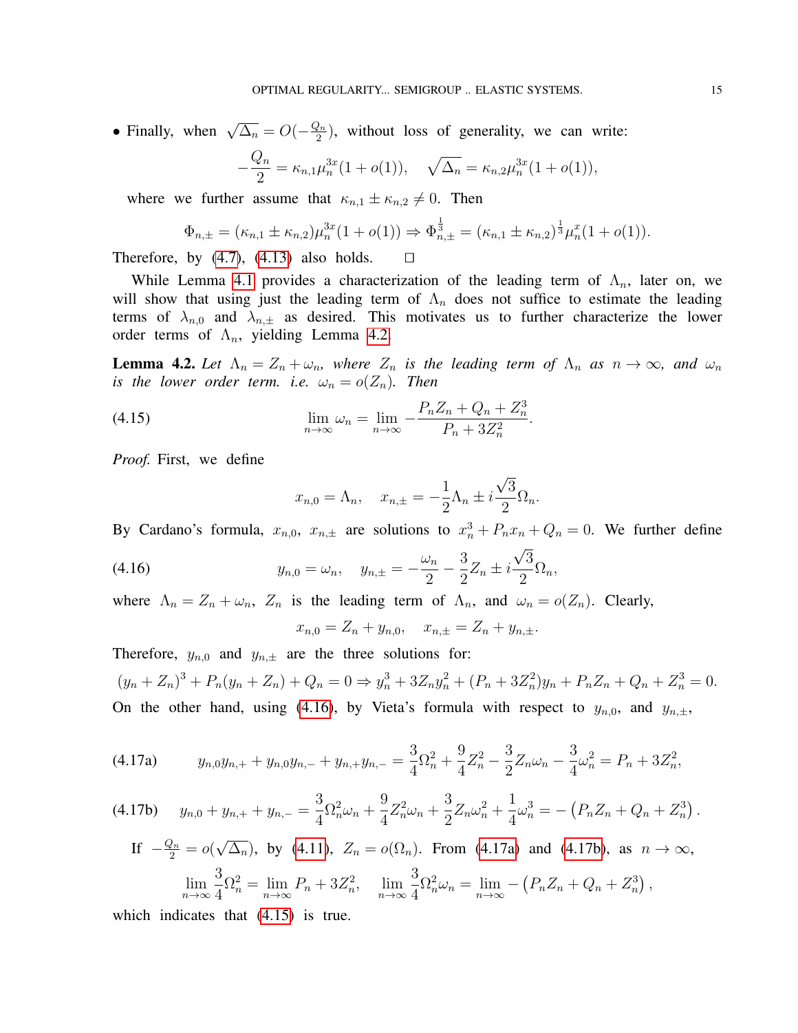• Finally, when $\sqrt{\Delta_n} = O(-\frac{Q_n}{2})$, without loss of generality, we can write:

$$-\frac{Q_n}{2} = \kappa_{n,1}\mu_n^{3x}(1+o(1)), \quad \sqrt{\Delta_n} = \kappa_{n,2}\mu_n^{3x}(1+o(1)),$$

where we further assume that $\kappa_{n,1} \pm \kappa_{n,2} \neq 0$. Then

$$\Phi_{n,\pm} = (\kappa_{n,1} \pm \kappa_{n,2})\mu_n^{3x}(1+o(1)) \Rightarrow \Phi_{n,\pm}^{\frac{1}{3}} = (\kappa_{n,1} \pm \kappa_{n,2})^{\frac{1}{3}}\mu_n^{x}(1+o(1)).$$

Therefore, by (4.7), (4.13) also holds. □

While Lemma 4.1 provides a characterization of the leading term of $\Lambda_n$, later on, we will show that using just the leading term of $\Lambda_n$ does not suffice to estimate the leading terms of $\lambda_{n,0}$ and $\lambda_{n,\pm}$ as desired. This motivates us to further characterize the lower order terms of $\Lambda_n$, yielding Lemma 4.2.

**Lemma 4.2.** *Let $\Lambda_n = Z_n + \omega_n$, where $Z_n$ is the leading term of $\Lambda_n$ as $n \to \infty$, and $\omega_n$ is the lower order term. i.e. $\omega_n = o(Z_n)$. Then*

$$\lim_{n\to\infty} \omega_n = \lim_{n\to\infty} -\frac{P_n Z_n + Q_n + Z_n^3}{P_n + 3Z_n^2}. \tag{4.15}$$

*Proof.* First, we define

$$x_{n,0} = \Lambda_n, \quad x_{n,\pm} = -\frac{1}{2}\Lambda_n \pm i\frac{\sqrt{3}}{2}\Omega_n.$$

By Cardano's formula, $x_{n,0}$, $x_{n,\pm}$ are solutions to $x_n^3 + P_n x_n + Q_n = 0$. We further define

$$y_{n,0} = \omega_n, \quad y_{n,\pm} = -\frac{\omega_n}{2} - \frac{3}{2}Z_n \pm i\frac{\sqrt{3}}{2}\Omega_n, \tag{4.16}$$

where $\Lambda_n = Z_n + \omega_n$, $Z_n$ is the leading term of $\Lambda_n$, and $\omega_n = o(Z_n)$. Clearly,

$$x_{n,0} = Z_n + y_{n,0}, \quad x_{n,\pm} = Z_n + y_{n,\pm}.$$

Therefore, $y_{n,0}$ and $y_{n,\pm}$ are the three solutions for:

$$(y_n + Z_n)^3 + P_n(y_n + Z_n) + Q_n = 0 \Rightarrow y_n^3 + 3Z_n y_n^2 + (P_n + 3Z_n^2)y_n + P_n Z_n + Q_n + Z_n^3 = 0.$$

On the other hand, using (4.16), by Vieta's formula with respect to $y_{n,0}$, and $y_{n,\pm}$,

$$y_{n,0}y_{n,+} + y_{n,0}y_{n,-} + y_{n,+}y_{n,-} = \frac{3}{4}\Omega_n^2 + \frac{9}{4}Z_n^2 - \frac{3}{2}Z_n\omega_n - \frac{3}{4}\omega_n^2 = P_n + 3Z_n^2, \tag{4.17a}$$

$$y_{n,0} + y_{n,+} + y_{n,-} = \frac{3}{4}\Omega_n^2\omega_n + \frac{9}{4}Z_n^2\omega_n + \frac{3}{2}Z_n\omega_n^2 + \frac{1}{4}\omega_n^3 = -\left(P_n Z_n + Q_n + Z_n^3\right). \tag{4.17b}$$

If $-\frac{Q_n}{2} = o(\sqrt{\Delta_n})$, by (4.11), $Z_n = o(\Omega_n)$. From (4.17a) and (4.17b), as $n \to \infty$,

$$\lim_{n\to\infty} \frac{3}{4}\Omega_n^2 = \lim_{n\to\infty} P_n + 3Z_n^2, \quad \lim_{n\to\infty} \frac{3}{4}\Omega_n^2\omega_n = \lim_{n\to\infty} -\left(P_n Z_n + Q_n + Z_n^3\right),$$

which indicates that (4.15) is true.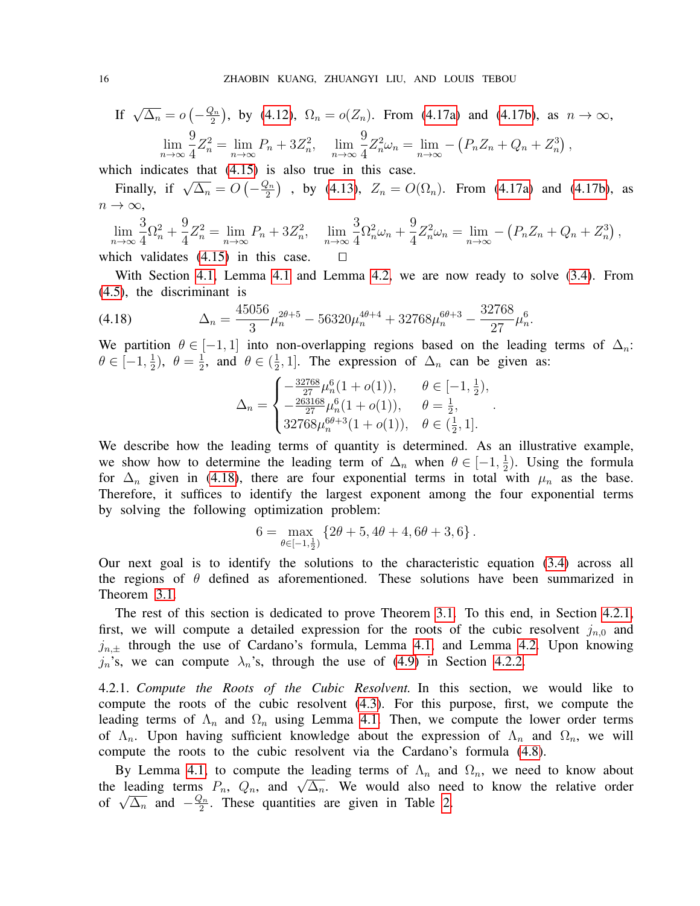If $\sqrt{\Delta_n} = o\left(-\frac{Q_n}{2}\right)$, by (4.12), $\Omega_n = o(Z_n)$. From (4.17a) and (4.17b), as $n \to \infty$,

$$\lim_{n\to\infty} \frac{9}{4} Z_n^2 = \lim_{n\to\infty} P_n + 3Z_n^2, \quad \lim_{n\to\infty} \frac{9}{4} Z_n^2 \omega_n = \lim_{n\to\infty} -\left(P_n Z_n + Q_n + Z_n^3\right),$$

which indicates that (4.15) is also true in this case.

Finally, if $\sqrt{\Delta_n} = O\left(-\frac{Q_n}{2}\right)$ , by (4.13), $Z_n = O(\Omega_n)$. From (4.17a) and (4.17b), as $n \to \infty$,

$$\lim_{n\to\infty} \frac{3}{4}\Omega_n^2 + \frac{9}{4} Z_n^2 = \lim_{n\to\infty} P_n + 3Z_n^2, \quad \lim_{n\to\infty} \frac{3}{4}\Omega_n^2\omega_n + \frac{9}{4} Z_n^2 \omega_n = \lim_{n\to\infty} -\left(P_n Z_n + Q_n + Z_n^3\right),$$

which validates (4.15) in this case. □

With Section 4.1, Lemma 4.1 and Lemma 4.2, we are now ready to solve (3.4). From (4.5), the discriminant is

$$\Delta_n = \frac{45056}{3}\mu_n^{2\theta+5} - 56320\mu_n^{4\theta+4} + 32768\mu_n^{6\theta+3} - \frac{32768}{27}\mu_n^6. \tag{4.18}$$

We partition $\theta \in [-1, 1]$ into non-overlapping regions based on the leading terms of $\Delta_n$: $\theta \in [-1, \frac{1}{2})$, $\theta = \frac{1}{2}$, and $\theta \in (\frac{1}{2}, 1]$. The expression of $\Delta_n$ can be given as:

$$\Delta_n = \begin{cases} -\frac{32768}{27}\mu_n^6(1+o(1)), & \theta \in [-1, \frac{1}{2}), \\ -\frac{263168}{27}\mu_n^6(1+o(1)), & \theta = \frac{1}{2}, \\ 32768\mu_n^{6\theta+3}(1+o(1)), & \theta \in (\frac{1}{2}, 1]. \end{cases}.$$

We describe how the leading terms of quantity is determined. As an illustrative example, we show how to determine the leading term of $\Delta_n$ when $\theta \in [-1, \frac{1}{2})$. Using the formula for $\Delta_n$ given in (4.18), there are four exponential terms in total with $\mu_n$ as the base. Therefore, it suffices to identify the largest exponent among the four exponential terms by solving the following optimization problem:

$$6 = \max_{\theta \in [-1, \frac{1}{2})} \left\{2\theta + 5, 4\theta + 4, 6\theta + 3, 6\right\}.$$

Our next goal is to identify the solutions to the characteristic equation (3.4) across all the regions of $\theta$ defined as aforementioned. These solutions have been summarized in Theorem 3.1.

The rest of this section is dedicated to prove Theorem 3.1. To this end, in Section 4.2.1, first, we will compute a detailed expression for the roots of the cubic resolvent $j_{n,0}$ and $j_{n,\pm}$ through the use of Cardano's formula, Lemma 4.1 and Lemma 4.2. Upon knowing $j_n$'s, we can compute $\lambda_n$'s, through the use of (4.9) in Section 4.2.2.

4.2.1. *Compute the Roots of the Cubic Resolvent.* In this section, we would like to compute the roots of the cubic resolvent (4.3). For this purpose, first, we compute the leading terms of $\Lambda_n$ and $\Omega_n$ using Lemma 4.1. Then, we compute the lower order terms of $\Lambda_n$. Upon having sufficient knowledge about the expression of $\Lambda_n$ and $\Omega_n$, we will compute the roots to the cubic resolvent via the Cardano's formula (4.8).

By Lemma 4.1, to compute the leading terms of $\Lambda_n$ and $\Omega_n$, we need to know about the leading terms $P_n$, $Q_n$, and $\sqrt{\Delta_n}$. We would also need to know the relative order of $\sqrt{\Delta_n}$ and $-\frac{Q_n}{2}$. These quantities are given in Table 2.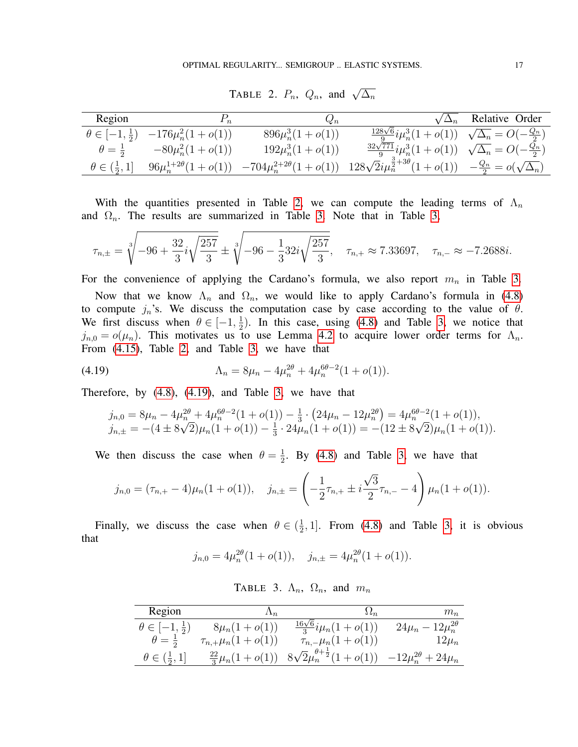TABLE 2. $P_n$, $Q_n$, and $\sqrt{\Delta_n}$

| Region | $P_n$ | $Q_n$ | $\sqrt{\Delta_n}$ | Relative Order |
|---|---|---|---|---|
| $\theta \in [-1, \frac{1}{2})$ | $-176\mu_n^2(1+o(1))$ | $896\mu_n^3(1+o(1))$ | $\frac{128\sqrt{6}}{9}i\mu_n^3(1+o(1))$ | $\sqrt{\Delta_n} = O(-\frac{Q_n}{2})$ |
| $\theta = \frac{1}{2}$ | $-80\mu_n^2(1+o(1))$ | $192\mu_n^3(1+o(1))$ | $\frac{32\sqrt{771}}{9}i\mu_n^3(1+o(1))$ | $\sqrt{\Delta_n} = O(-\frac{Q_n}{2})$ |
| $\theta \in (\frac{1}{2}, 1]$ | $96\mu_n^{1+2\theta}(1+o(1))$ | $-704\mu_n^{2+2\theta}(1+o(1))$ | $128\sqrt{2}i\mu_n^{\frac{3}{2}+3\theta}(1+o(1))$ | $-\frac{Q_n}{2} = o(\sqrt{\Delta_n})$ |

With the quantities presented in Table 2, we can compute the leading terms of $\Lambda_n$ and $\Omega_n$. The results are summarized in Table 3. Note that in Table 3,

$$\tau_{n,\pm} = \sqrt[3]{-96 + \frac{32}{3}i\sqrt{\frac{257}{3}}} \pm \sqrt[3]{-96 - \frac{1}{3}32i\sqrt{\frac{257}{3}}}, \quad \tau_{n,+} \approx 7.33697, \quad \tau_{n,-} \approx -7.2688i.$$

For the convenience of applying the Cardano's formula, we also report $m_n$ in Table 3.

Now that we know $\Lambda_n$ and $\Omega_n$, we would like to apply Cardano's formula in (4.8) to compute $j_n$'s. We discuss the computation case by case according to the value of $\theta$. We first discuss when $\theta \in [-1, \frac{1}{2})$. In this case, using (4.8) and Table 3, we notice that $j_{n,0} = o(\mu_n)$. This motivates us to use Lemma 4.2 to acquire lower order terms for $\Lambda_n$. From (4.15), Table 2, and Table 3, we have that

$$\Lambda_n = 8\mu_n - 4\mu_n^{2\theta} + 4\mu_n^{6\theta-2}(1+o(1)). \tag{4.19}$$

Therefore, by (4.8), (4.19), and Table 3, we have that

$$\begin{aligned}
j_{n,0} &= 8\mu_n - 4\mu_n^{2\theta} + 4\mu_n^{6\theta-2}(1+o(1)) - \tfrac{1}{3}\cdot\left(24\mu_n - 12\mu_n^{2\theta}\right) = 4\mu_n^{6\theta-2}(1+o(1)),\\
j_{n,\pm} &= -(4 \pm 8\sqrt{2})\mu_n(1+o(1)) - \tfrac{1}{3}\cdot 24\mu_n(1+o(1)) = -(12 \pm 8\sqrt{2})\mu_n(1+o(1)).
\end{aligned}$$

We then discuss the case when $\theta = \frac{1}{2}$. By (4.8) and Table 3, we have that

$$j_{n,0} = (\tau_{n,+} - 4)\mu_n(1+o(1)), \quad j_{n,\pm} = \left(-\frac{1}{2}\tau_{n,+} \pm i\frac{\sqrt{3}}{2}\tau_{n,-} - 4\right)\mu_n(1+o(1)).$$

Finally, we discuss the case when $\theta \in (\frac{1}{2}, 1]$. From (4.8) and Table 3, it is obvious that

$$j_{n,0} = 4\mu_n^{2\theta}(1+o(1)), \quad j_{n,\pm} = 4\mu_n^{2\theta}(1+o(1)).$$

TABLE 3. $\Lambda_n$, $\Omega_n$, and $m_n$

| Region | $\Lambda_n$ | $\Omega_n$ | $m_n$ |
|---|---|---|---|
| $\theta \in [-1, \frac{1}{2})$ | $8\mu_n(1+o(1))$ | $\frac{16\sqrt{6}}{3}i\mu_n(1+o(1))$ | $24\mu_n - 12\mu_n^{2\theta}$ |
| $\theta = \frac{1}{2}$ | $\tau_{n,+}\mu_n(1+o(1))$ | $\tau_{n,-}\mu_n(1+o(1))$ | $12\mu_n$ |
| $\theta \in (\frac{1}{2}, 1]$ | $\frac{22}{3}\mu_n(1+o(1))$ | $8\sqrt{2}\mu_n^{\theta+\frac{1}{2}}(1+o(1))$ | $-12\mu_n^{2\theta} + 24\mu_n$ |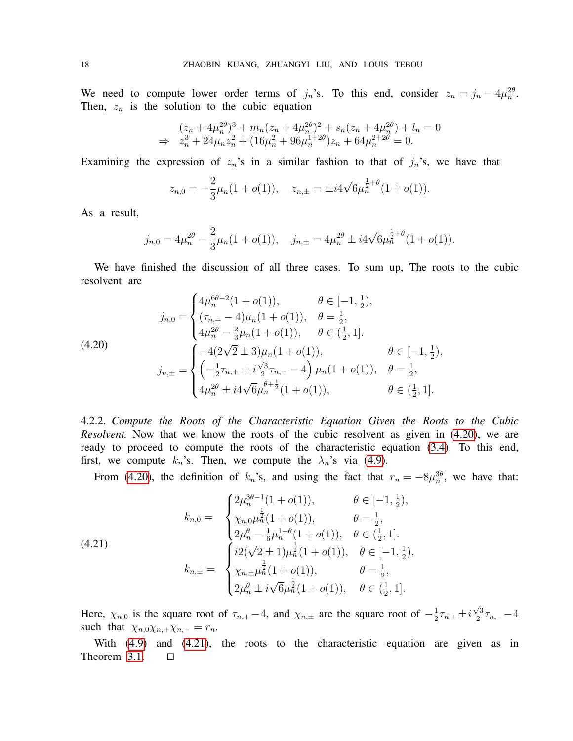We need to compute lower order terms of $j_n$'s. To this end, consider $z_n = j_n - 4\mu_n^{2\theta}$. Then, $z_n$ is the solution to the cubic equation

$$
\begin{aligned}
&(z_n + 4\mu_n^{2\theta})^3 + m_n(z_n + 4\mu_n^{2\theta})^2 + s_n(z_n + 4\mu_n^{2\theta}) + l_n = 0 \\
\Rightarrow \quad & z_n^3 + 24\mu_n z_n^2 + (16\mu_n^2 + 96\mu_n^{1+2\theta})z_n + 64\mu_n^{2+2\theta} = 0.
\end{aligned}
$$

Examining the expression of $z_n$'s in a similar fashion to that of $j_n$'s, we have that

$$
z_{n,0} = -\frac{2}{3}\mu_n(1 + o(1)), \quad z_{n,\pm} = \pm i4\sqrt{6}\mu_n^{\frac{1}{2}+\theta}(1 + o(1)).
$$

As a result,

$$
j_{n,0} = 4\mu_n^{2\theta} - \frac{2}{3}\mu_n(1 + o(1)), \quad j_{n,\pm} = 4\mu_n^{2\theta} \pm i4\sqrt{6}\mu_n^{\frac{1}{2}+\theta}(1 + o(1)).
$$

We have finished the discussion of all three cases. To sum up, The roots to the cubic resolvent are

$$
\begin{aligned}
j_{n,0} &= \begin{cases} 4\mu_n^{6\theta-2}(1 + o(1)), & \theta \in [-1, \frac{1}{2}), \\ (\tau_{n,+} - 4)\mu_n(1 + o(1)), & \theta = \frac{1}{2}, \\ 4\mu_n^{2\theta} - \frac{2}{3}\mu_n(1 + o(1)), & \theta \in (\frac{1}{2}, 1]. \end{cases} \\
j_{n,\pm} &= \begin{cases} -4(2\sqrt{2} \pm 3)\mu_n(1 + o(1)), & \theta \in [-1, \frac{1}{2}), \\ \left(-\frac{1}{2}\tau_{n,+} \pm i\frac{\sqrt{3}}{2}\tau_{n,-} - 4\right)\mu_n(1 + o(1)), & \theta = \frac{1}{2}, \\ 4\mu_n^{2\theta} \pm i4\sqrt{6}\mu_n^{\theta+\frac{1}{2}}(1 + o(1)), & \theta \in (\frac{1}{2}, 1]. \end{cases}
\end{aligned}
\tag{4.20}
$$

4.2.2. *Compute the Roots of the Characteristic Equation Given the Roots to the Cubic Resolvent.* Now that we know the roots of the cubic resolvent as given in (4.20), we are ready to proceed to compute the roots of the characteristic equation (3.4). To this end, first, we compute $k_n$'s. Then, we compute the $\lambda_n$'s via (4.9).

From (4.20), the definition of $k_n$'s, and using the fact that $r_n = -8\mu_n^{3\theta}$, we have that:

$$
\begin{aligned}
k_{n,0} &= \begin{cases} 2\mu_n^{3\theta-1}(1 + o(1)), & \theta \in [-1, \frac{1}{2}), \\ \chi_{n,0}\mu_n^{\frac{1}{2}}(1 + o(1)), & \theta = \frac{1}{2}, \\ 2\mu_n^{\theta} - \frac{1}{6}\mu_n^{1-\theta}(1 + o(1)), & \theta \in (\frac{1}{2}, 1]. \end{cases} \\
k_{n,\pm} &= \begin{cases} i2(\sqrt{2} \pm 1)\mu_n^{\frac{1}{2}}(1 + o(1)), & \theta \in [-1, \frac{1}{2}), \\ \chi_{n,\pm}\mu_n^{\frac{1}{2}}(1 + o(1)), & \theta = \frac{1}{2}, \\ 2\mu_n^{\theta} \pm i\sqrt{6}\mu_n^{\frac{1}{2}}(1 + o(1)), & \theta \in (\frac{1}{2}, 1]. \end{cases}
\end{aligned}
\tag{4.21}
$$

Here, $\chi_{n,0}$ is the square root of $\tau_{n,+} - 4$, and $\chi_{n,\pm}$ are the square root of $-\frac{1}{2}\tau_{n,+} \pm i\frac{\sqrt{3}}{2}\tau_{n,-} - 4$ such that $\chi_{n,0}\chi_{n,+}\chi_{n,-} = r_n$.

With (4.9) and (4.21), the roots to the characteristic equation are given as in Theorem 3.1. $\square$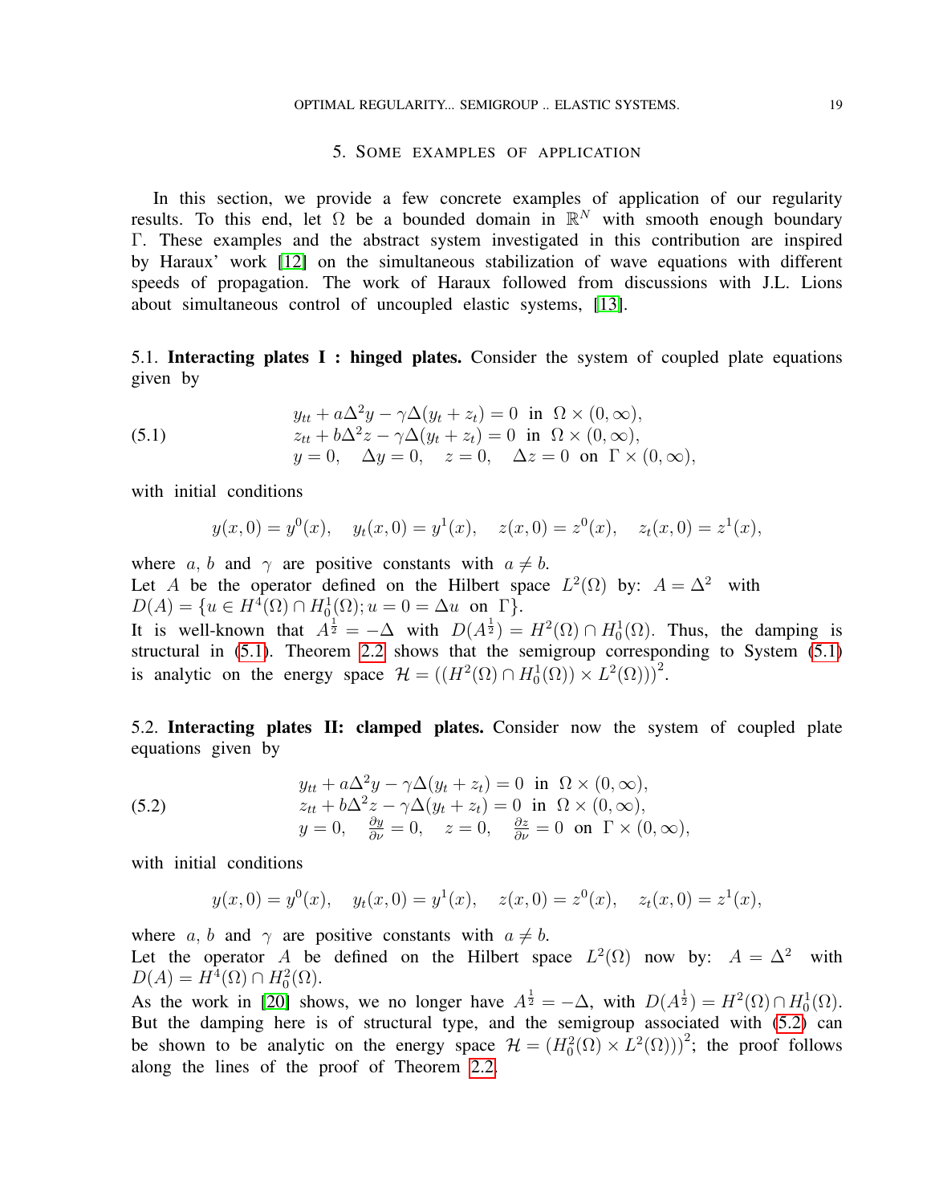## 5. Some examples of application

In this section, we provide a few concrete examples of application of our regularity results. To this end, let $\Omega$ be a bounded domain in $\mathbb{R}^N$ with smooth enough boundary $\Gamma$. These examples and the abstract system investigated in this contribution are inspired by Haraux' work [12] on the simultaneous stabilization of wave equations with different speeds of propagation. The work of Haraux followed from discussions with J.L. Lions about simultaneous control of uncoupled elastic systems, [13].

### 5.1. Interacting plates I : hinged plates.

Consider the system of coupled plate equations given by

$$
\begin{array}{ll}
y_{tt} + a\Delta^2 y - \gamma\Delta(y_t + z_t) = 0 & \text{in } \Omega \times (0, \infty), \\
z_{tt} + b\Delta^2 z - \gamma\Delta(y_t + z_t) = 0 & \text{in } \Omega \times (0, \infty), \\
y = 0, \quad \Delta y = 0, \quad z = 0, \quad \Delta z = 0 & \text{on } \Gamma \times (0, \infty),
\end{array}
\tag{5.1}
$$

with initial conditions

$$
y(x, 0) = y^0(x), \quad y_t(x, 0) = y^1(x), \quad z(x, 0) = z^0(x), \quad z_t(x, 0) = z^1(x),
$$

where $a$, $b$ and $\gamma$ are positive constants with $a \neq b$.
Let $A$ be the operator defined on the Hilbert space $L^2(\Omega)$ by: $A = \Delta^2$ with $D(A) = \{u \in H^4(\Omega) \cap H_0^1(\Omega); u = 0 = \Delta u \text{ on } \Gamma\}$.
It is well-known that $A^{\frac{1}{2}} = -\Delta$ with $D(A^{\frac{1}{2}}) = H^2(\Omega) \cap H_0^1(\Omega)$. Thus, the damping is structural in (5.1). Theorem 2.2 shows that the semigroup corresponding to System (5.1) is analytic on the energy space $\mathcal{H} = \left((H^2(\Omega) \cap H_0^1(\Omega)) \times L^2(\Omega)\right)^2$.

### 5.2. Interacting plates II: clamped plates.

Consider now the system of coupled plate equations given by

$$
\begin{array}{ll}
y_{tt} + a\Delta^2 y - \gamma\Delta(y_t + z_t) = 0 & \text{in } \Omega \times (0, \infty), \\
z_{tt} + b\Delta^2 z - \gamma\Delta(y_t + z_t) = 0 & \text{in } \Omega \times (0, \infty), \\
y = 0, \quad \frac{\partial y}{\partial \nu} = 0, \quad z = 0, \quad \frac{\partial z}{\partial \nu} = 0 & \text{on } \Gamma \times (0, \infty),
\end{array}
\tag{5.2}
$$

with initial conditions

$$
y(x, 0) = y^0(x), \quad y_t(x, 0) = y^1(x), \quad z(x, 0) = z^0(x), \quad z_t(x, 0) = z^1(x),
$$

where $a$, $b$ and $\gamma$ are positive constants with $a \neq b$.
Let the operator $A$ be defined on the Hilbert space $L^2(\Omega)$ now by: $A = \Delta^2$ with $D(A) = H^4(\Omega) \cap H_0^2(\Omega)$.
As the work in [20] shows, we no longer have $A^{\frac{1}{2}} = -\Delta$, with $D(A^{\frac{1}{2}}) = H^2(\Omega) \cap H_0^1(\Omega)$. But the damping here is of structural type, and the semigroup associated with (5.2) can be shown to be analytic on the energy space $\mathcal{H} = \left(H_0^2(\Omega) \times L^2(\Omega))\right)^2$; the proof follows along the lines of the proof of Theorem 2.2.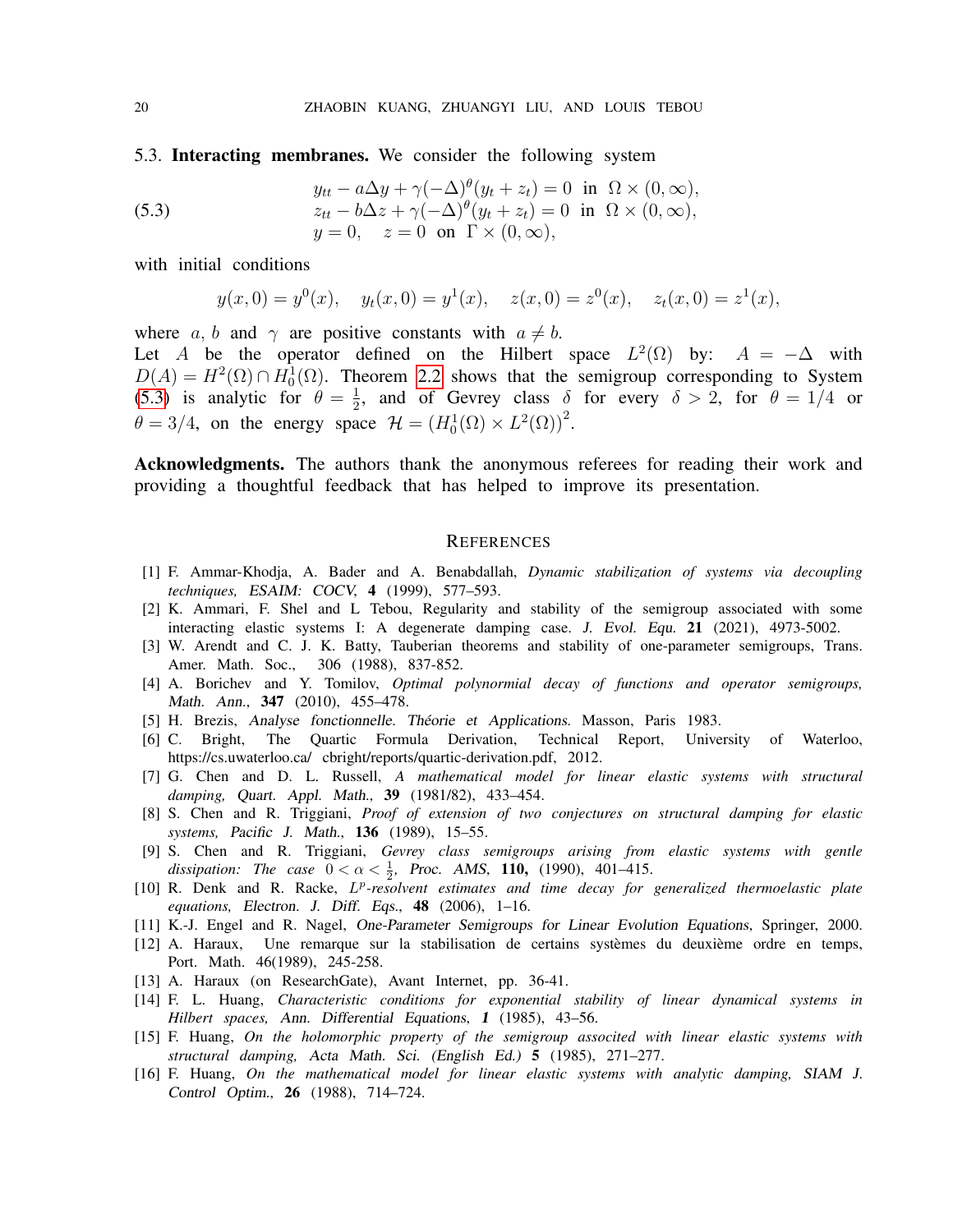### 5.3. **Interacting membranes.**

We consider the following system

$$
\begin{aligned}
&y_{tt} - a\Delta y + \gamma(-\Delta)^{\theta}(y_t + z_t) = 0 \ \text{ in } \ \Omega \times (0,\infty), \\
&z_{tt} - b\Delta z + \gamma(-\Delta)^{\theta}(y_t + z_t) = 0 \ \text{ in } \ \Omega \times (0,\infty), \\
&y = 0, \quad z = 0 \ \text{ on } \ \Gamma \times (0,\infty),
\end{aligned}
\tag{5.3}
$$

with initial conditions

$$
y(x,0) = y^0(x), \quad y_t(x,0) = y^1(x), \quad z(x,0) = z^0(x), \quad z_t(x,0) = z^1(x),
$$

where $a$, $b$ and $\gamma$ are positive constants with $a \neq b$.
Let $A$ be the operator defined on the Hilbert space $L^2(\Omega)$ by: $A = -\Delta$ with $D(A) = H^2(\Omega) \cap H_0^1(\Omega)$. Theorem 2.2 shows that the semigroup corresponding to System (5.3) is analytic for $\theta = \frac{1}{2}$, and of Gevrey class $\delta$ for every $\delta > 2$, for $\theta = 1/4$ or $\theta = 3/4$, on the energy space $\mathcal{H} = \left(H_0^1(\Omega) \times L^2(\Omega)\right)^2$.

**Acknowledgments.** The authors thank the anonymous referees for reading their work and providing a thoughtful feedback that has helped to improve its presentation.

## REFERENCES

[1] F. Ammar-Khodja, A. Bader and A. Benabdallah, *Dynamic stabilization of systems via decoupling techniques, ESAIM: COCV*, **4** (1999), 577–593.

[2] K. Ammari, F. Shel and L Tebou, Regularity and stability of the semigroup associated with some interacting elastic systems I: A degenerate damping case. *J. Evol. Equ.* **21** (2021), 4973-5002.

[3] W. Arendt and C. J. K. Batty, Tauberian theorems and stability of one-parameter semigroups, Trans. Amer. Math. Soc., 306 (1988), 837-852.

[4] A. Borichev and Y. Tomilov, *Optimal polynormial decay of functions and operator semigroups, Math. Ann.*, **347** (2010), 455–478.

[5] H. Brezis, *Analyse fonctionnelle. Théorie et Applications.* Masson, Paris 1983.

[6] C. Bright, The Quartic Formula Derivation, Technical Report, University of Waterloo, https://cs.uwaterloo.ca/ cbright/reports/quartic-derivation.pdf, 2012.

[7] G. Chen and D. L. Russell, *A mathematical model for linear elastic systems with structural damping, Quart. Appl. Math.*, **39** (1981/82), 433–454.

[8] S. Chen and R. Triggiani, *Proof of extension of two conjectures on structural damping for elastic systems, Pacific J. Math.*, **136** (1989), 15–55.

[9] S. Chen and R. Triggiani, *Gevrey class semigroups arising from elastic systems with gentle dissipation: The case $0 < \alpha < \frac{1}{2}$, Proc. AMS*, **110,** (1990), 401–415.

[10] R. Denk and R. Racke, *$L^p$-resolvent estimates and time decay for generalized thermoelastic plate equations, Electron. J. Diff. Eqs.*, **48** (2006), 1–16.

[11] K.-J. Engel and R. Nagel, *One-Parameter Semigroups for Linear Evolution Equations*, Springer, 2000.

[12] A. Haraux, Une remarque sur la stabilisation de certains systèmes du deuxième ordre en temps, Port. Math. 46(1989), 245-258.

[13] A. Haraux (on ResearchGate), Avant Internet, pp. 36-41.

[14] F. L. Huang, *Characteristic conditions for exponential stability of linear dynamical systems in Hilbert spaces, Ann. Differential Equations,* **1** (1985), 43–56.

[15] F. Huang, *On the holomorphic property of the semigroup associted with linear elastic systems with structural damping, Acta Math. Sci. (English Ed.)* **5** (1985), 271–277.

[16] F. Huang, *On the mathematical model for linear elastic systems with analytic damping, SIAM J. Control Optim.*, **26** (1988), 714–724.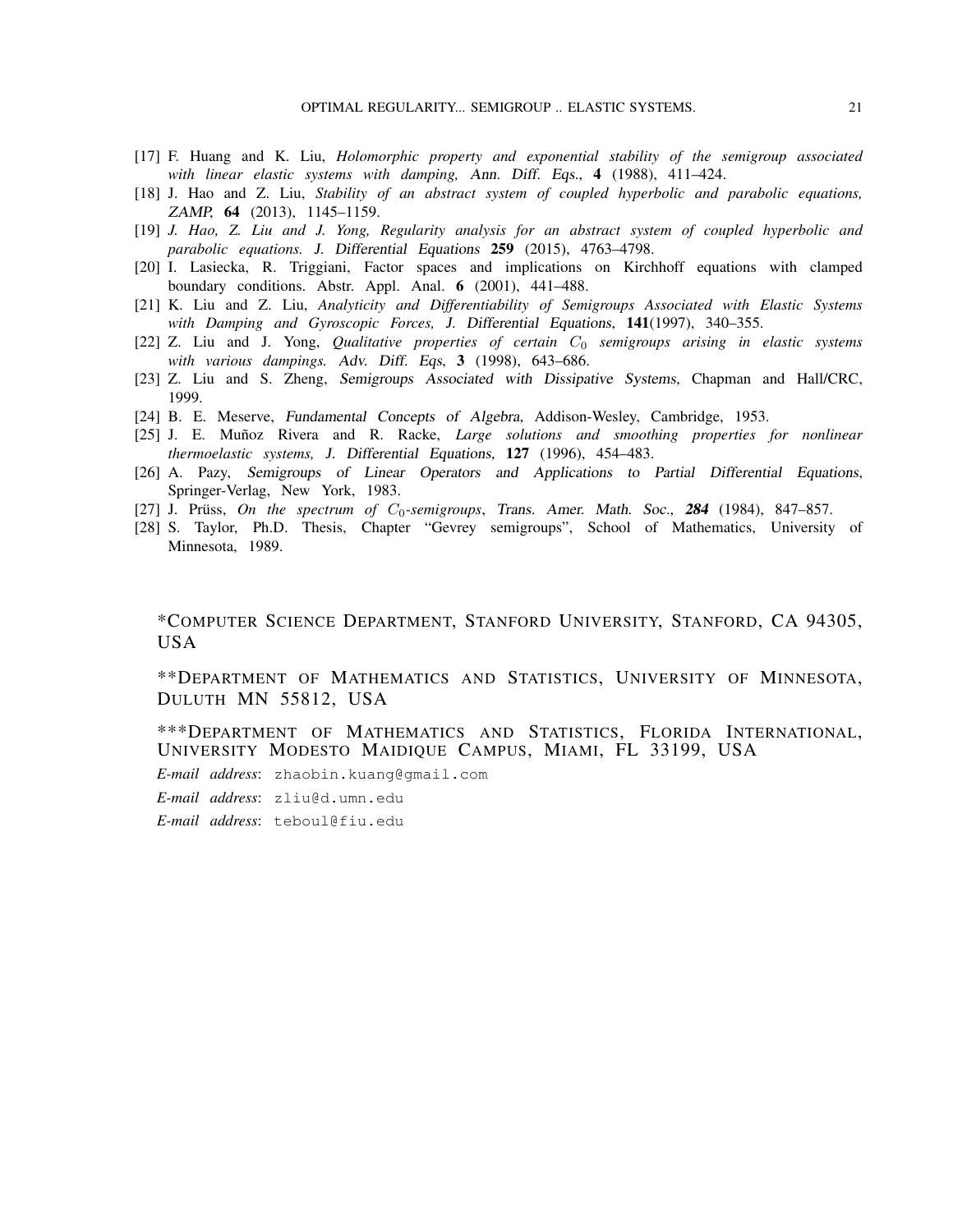[17] F. Huang and K. Liu, *Holomorphic property and exponential stability of the semigroup associated with linear elastic systems with damping,* Ann. Diff. Eqs., **4** (1988), 411–424.

[18] J. Hao and Z. Liu, *Stability of an abstract system of coupled hyperbolic and parabolic equations,* ZAMP, **64** (2013), 1145–1159.

[19] *J. Hao, Z. Liu and J. Yong, Regularity analysis for an abstract system of coupled hyperbolic and parabolic equations.* J. Differential Equations **259** (2015), 4763–4798.

[20] I. Lasiecka, R. Triggiani, Factor spaces and implications on Kirchhoff equations with clamped boundary conditions. Abstr. Appl. Anal. **6** (2001), 441–488.

[21] K. Liu and Z. Liu, *Analyticity and Differentiability of Semigroups Associated with Elastic Systems with Damping and Gyroscopic Forces,* J. Differential Equations, **141**(1997), 340–355.

[22] Z. Liu and J. Yong, *Qualitative properties of certain $C_0$ semigroups arising in elastic systems with various dampings.* Adv. Diff. Eqs, **3** (1998), 643–686.

[23] Z. Liu and S. Zheng, *Semigroups Associated with Dissipative Systems,* Chapman and Hall/CRC, 1999.

[24] B. E. Meserve, *Fundamental Concepts of Algebra*, Addison-Wesley, Cambridge, 1953.

[25] J. E. Muñoz Rivera and R. Racke, *Large solutions and smoothing properties for nonlinear thermoelastic systems,* J. Differential Equations, **127** (1996), 454–483.

[26] A. Pazy, *Semigroups of Linear Operators and Applications to Partial Differential Equations*, Springer-Verlag, New York, 1983.

[27] J. Prüss, *On the spectrum of $C_0$-semigroups*, Trans. Amer. Math. Soc., ***284*** (1984), 847–857.

[28] S. Taylor, Ph.D. Thesis, Chapter "Gevrey semigroups", School of Mathematics, University of Minnesota, 1989.

*Computer Science Department, Stanford University, Stanford, CA 94305, USA

**Department of Mathematics and Statistics, University of Minnesota, Duluth MN 55812, USA

***Department of Mathematics and Statistics, Florida International, University Modesto Maidique Campus, Miami, FL 33199, USA

*E-mail address*: zhaobin.kuang@gmail.com

*E-mail address*: zliu@d.umn.edu

*E-mail address*: teboul@fiu.edu